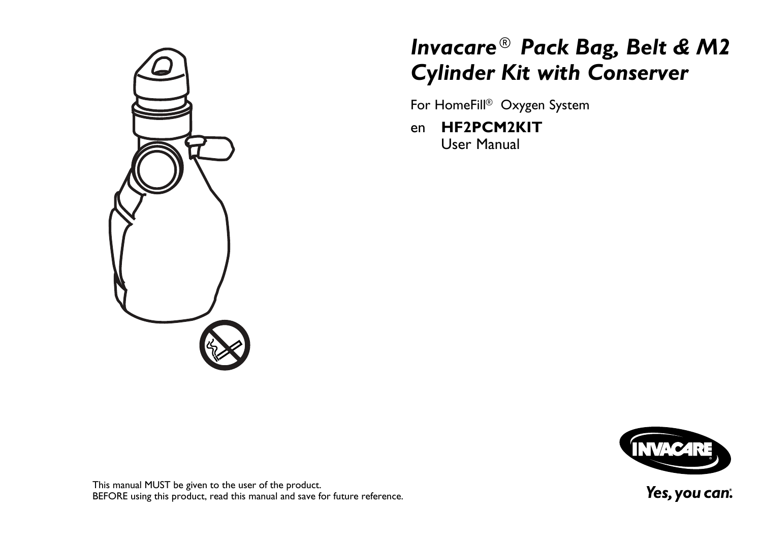# *Invacare® Pack Bag, Belt & M2 Cylinder Kit with Conserver*

For HomeFill® Oxygen System

en **HF2PCM2KIT**
User Manual

This manual MUST be given to the user of the product.
BEFORE using this product, read this manual and save for future reference.

*Yes, you can.*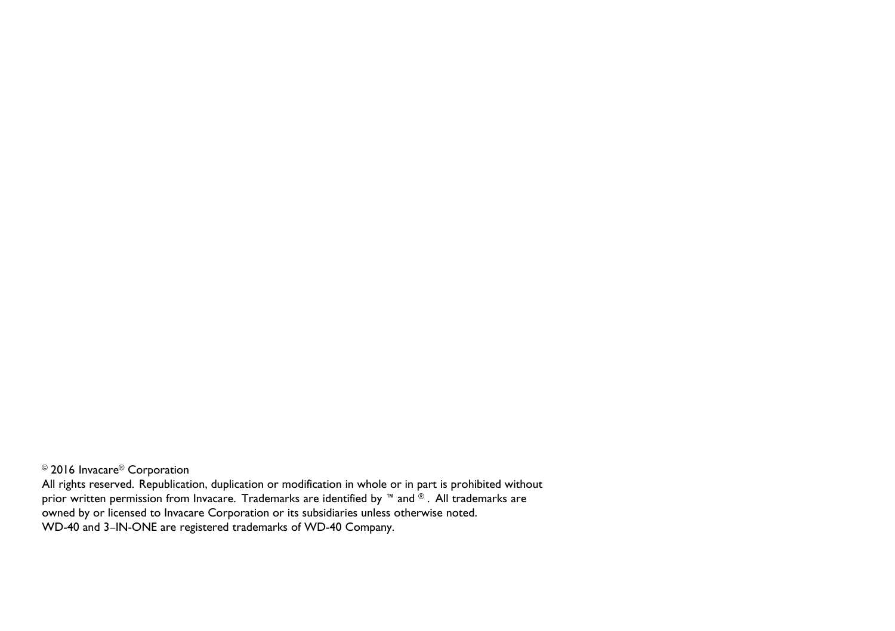© 2016 Invacare® Corporation

All rights reserved. Republication, duplication or modification in whole or in part is prohibited without prior written permission from Invacare. Trademarks are identified by ™ and ®. All trademarks are owned by or licensed to Invacare Corporation or its subsidiaries unless otherwise noted.

WD-40 and 3–IN-ONE are registered trademarks of WD-40 Company.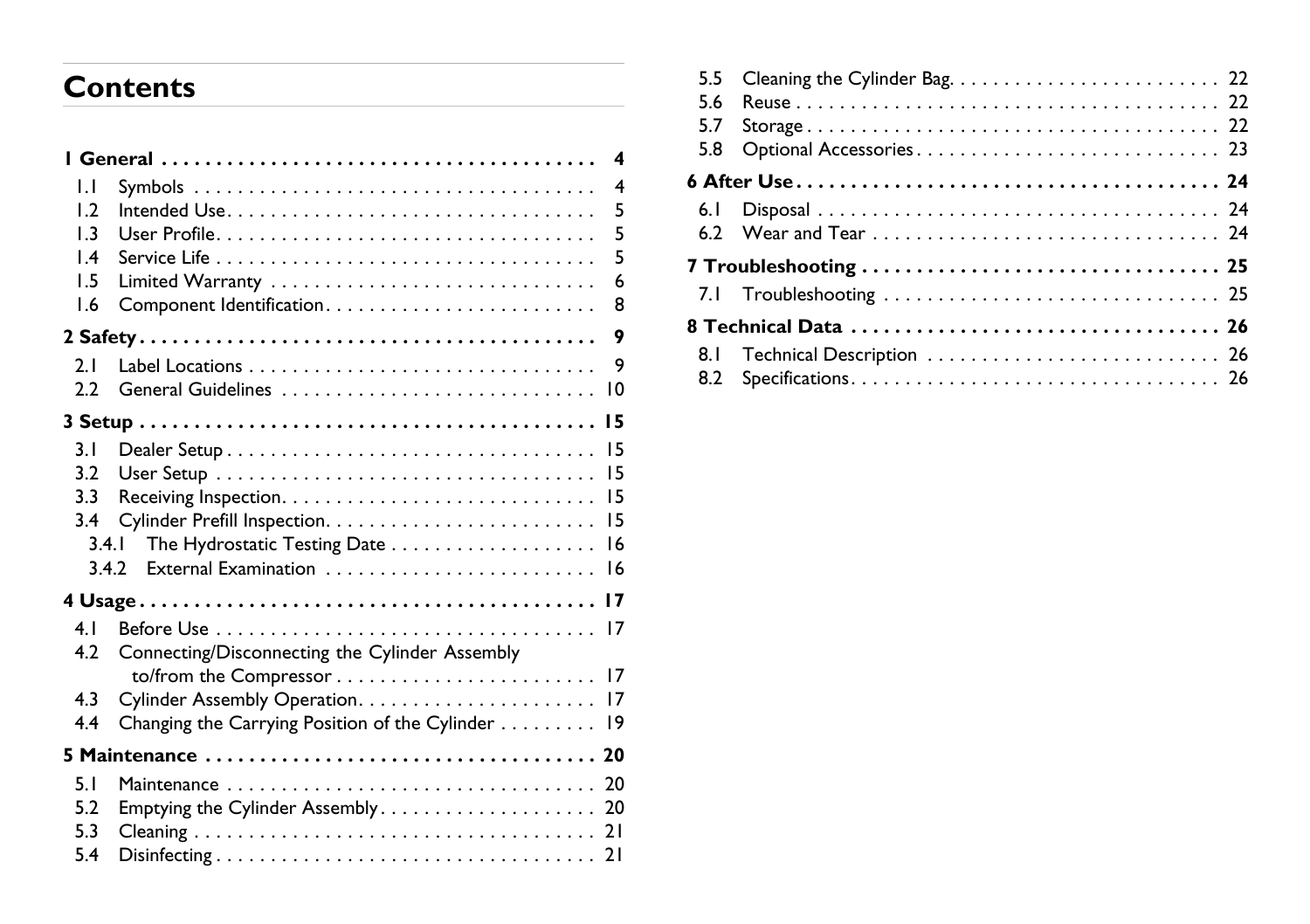# Contents

**1 General . . . . . . . . . . . . . . . . . . . . . . . . . . . . . . . . . . . . . . . . 4**

1.1 Symbols . . . . . . . . . . . . . . . . . . . . . . . . . . . . . . . . . . . . . 4
1.2 Intended Use . . . . . . . . . . . . . . . . . . . . . . . . . . . . . . . . . . 5
1.3 User Profile . . . . . . . . . . . . . . . . . . . . . . . . . . . . . . . . . . . 5
1.4 Service Life . . . . . . . . . . . . . . . . . . . . . . . . . . . . . . . . . . . 5
1.5 Limited Warranty . . . . . . . . . . . . . . . . . . . . . . . . . . . . . . 6
1.6 Component Identification . . . . . . . . . . . . . . . . . . . . . . . . . 8

**2 Safety . . . . . . . . . . . . . . . . . . . . . . . . . . . . . . . . . . . . . . . . . 9**

2.1 Label Locations . . . . . . . . . . . . . . . . . . . . . . . . . . . . . . . . 9
2.2 General Guidelines . . . . . . . . . . . . . . . . . . . . . . . . . . . . . 10

**3 Setup . . . . . . . . . . . . . . . . . . . . . . . . . . . . . . . . . . . . . . . . . 15**

3.1 Dealer Setup . . . . . . . . . . . . . . . . . . . . . . . . . . . . . . . . . . 15
3.2 User Setup . . . . . . . . . . . . . . . . . . . . . . . . . . . . . . . . . . . 15
3.3 Receiving Inspection . . . . . . . . . . . . . . . . . . . . . . . . . . . . 15
3.4 Cylinder Prefill Inspection . . . . . . . . . . . . . . . . . . . . . . . . . 15
3.4.1 The Hydrostatic Testing Date . . . . . . . . . . . . . . . . . . . 16
3.4.2 External Examination . . . . . . . . . . . . . . . . . . . . . . . . . 16

**4 Usage . . . . . . . . . . . . . . . . . . . . . . . . . . . . . . . . . . . . . . . . . 17**

4.1 Before Use . . . . . . . . . . . . . . . . . . . . . . . . . . . . . . . . . . . 17
4.2 Connecting/Disconnecting the Cylinder Assembly to/from the Compressor . . . . . . . . . . . . . . . . . . . . . . . 17
4.3 Cylinder Assembly Operation . . . . . . . . . . . . . . . . . . . . . . 17
4.4 Changing the Carrying Position of the Cylinder . . . . . . . . . 19

**5 Maintenance . . . . . . . . . . . . . . . . . . . . . . . . . . . . . . . . . . . 20**

5.1 Maintenance . . . . . . . . . . . . . . . . . . . . . . . . . . . . . . . . . . 20
5.2 Emptying the Cylinder Assembly . . . . . . . . . . . . . . . . . . . . 20
5.3 Cleaning . . . . . . . . . . . . . . . . . . . . . . . . . . . . . . . . . . . . . 21
5.4 Disinfecting . . . . . . . . . . . . . . . . . . . . . . . . . . . . . . . . . . . 21
5.5 Cleaning the Cylinder Bag . . . . . . . . . . . . . . . . . . . . . . . . . 22
5.6 Reuse . . . . . . . . . . . . . . . . . . . . . . . . . . . . . . . . . . . . . . . 22
5.7 Storage . . . . . . . . . . . . . . . . . . . . . . . . . . . . . . . . . . . . . . 22
5.8 Optional Accessories . . . . . . . . . . . . . . . . . . . . . . . . . . . . 23

**6 After Use . . . . . . . . . . . . . . . . . . . . . . . . . . . . . . . . . . . . . . 24**

6.1 Disposal . . . . . . . . . . . . . . . . . . . . . . . . . . . . . . . . . . . . . 24
6.2 Wear and Tear . . . . . . . . . . . . . . . . . . . . . . . . . . . . . . . . 24

**7 Troubleshooting . . . . . . . . . . . . . . . . . . . . . . . . . . . . . . . . . 25**

7.1 Troubleshooting . . . . . . . . . . . . . . . . . . . . . . . . . . . . . . . 25

**8 Technical Data . . . . . . . . . . . . . . . . . . . . . . . . . . . . . . . . . . 26**

8.1 Technical Description . . . . . . . . . . . . . . . . . . . . . . . . . . . 26
8.2 Specifications . . . . . . . . . . . . . . . . . . . . . . . . . . . . . . . . . . 26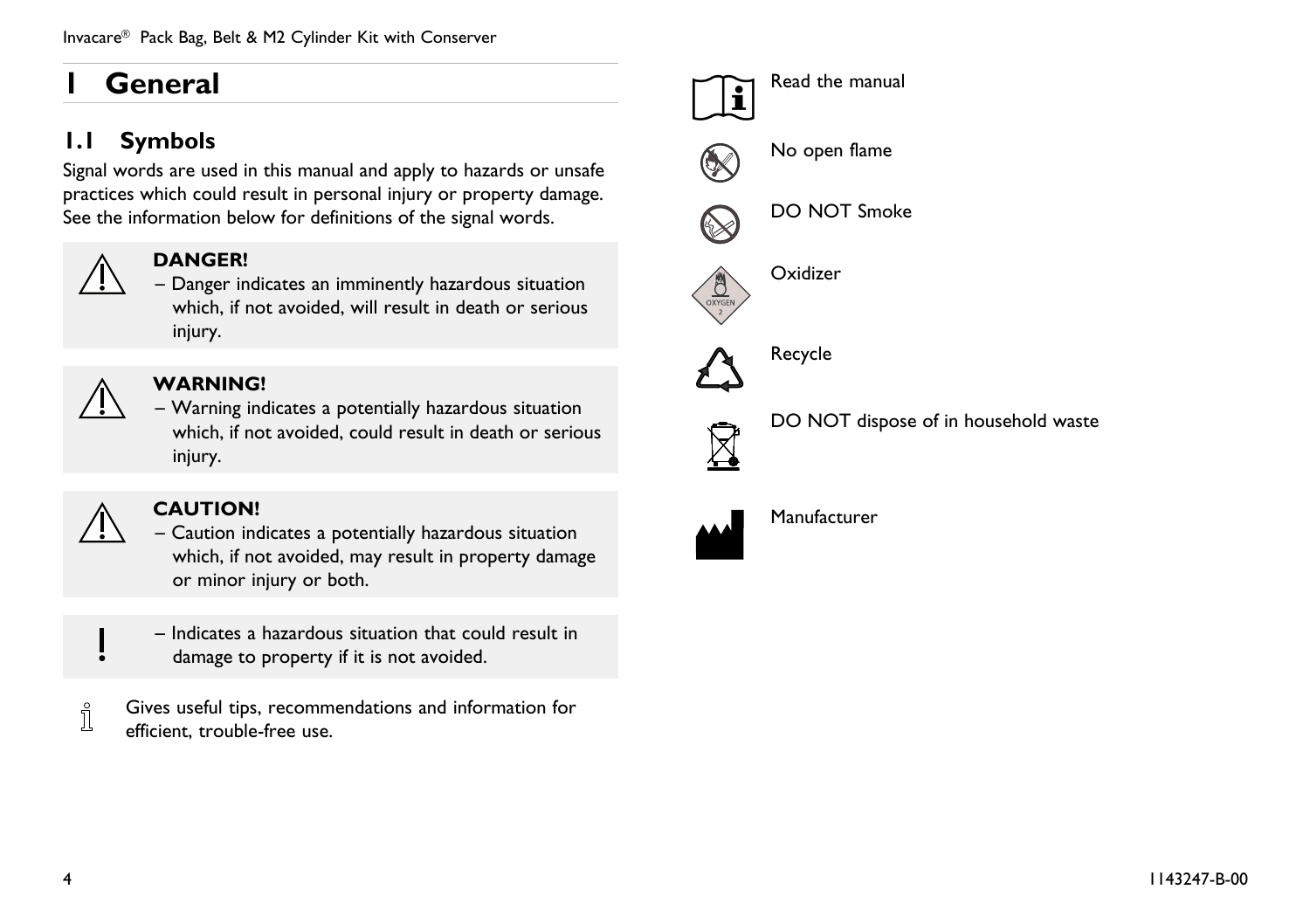# 1 General

## 1.1 Symbols

Signal words are used in this manual and apply to hazards or unsafe practices which could result in personal injury or property damage. See the information below for definitions of the signal words.

**DANGER!**

– Danger indicates an imminently hazardous situation which, if not avoided, will result in death or serious injury.

**WARNING!**

– Warning indicates a potentially hazardous situation which, if not avoided, could result in death or serious injury.

**CAUTION!**

– Caution indicates a potentially hazardous situation which, if not avoided, may result in property damage or minor injury or both.

– Indicates a hazardous situation that could result in damage to property if it is not avoided.

Gives useful tips, recommendations and information for efficient, trouble-free use.

Read the manual

No open flame

DO NOT Smoke

Oxidizer

Recycle

DO NOT dispose of in household waste

Manufacturer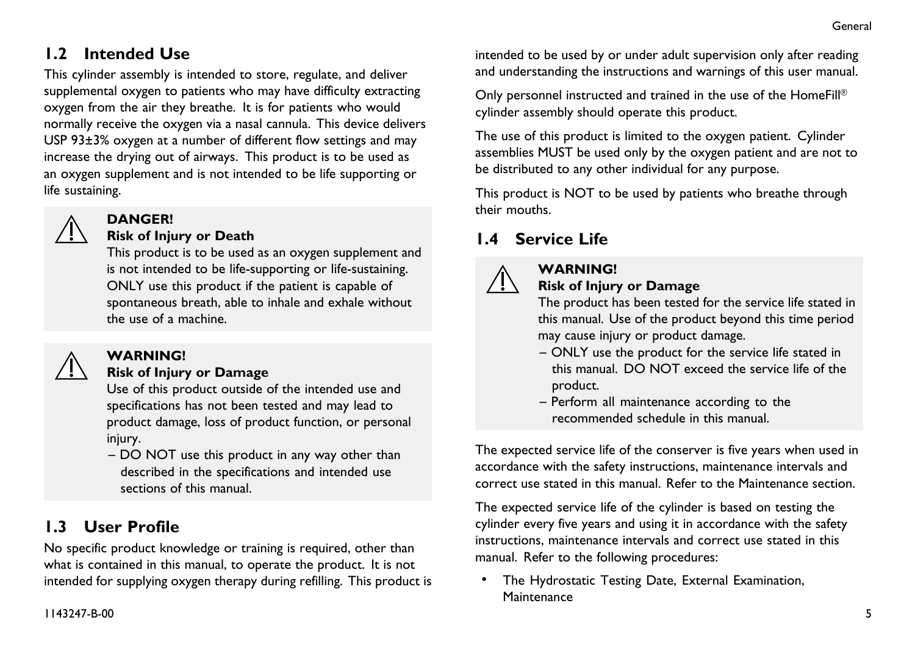## 1.2 Intended Use

This cylinder assembly is intended to store, regulate, and deliver supplemental oxygen to patients who may have difficulty extracting oxygen from the air they breathe. It is for patients who would normally receive the oxygen via a nasal cannula. This device delivers USP 93±3% oxygen at a number of different flow settings and may increase the drying out of airways. This product is to be used as an oxygen supplement and is not intended to be life supporting or life sustaining.

> **DANGER!**
> **Risk of Injury or Death**
> This product is to be used as an oxygen supplement and is not intended to be life-supporting or life-sustaining. ONLY use this product if the patient is capable of spontaneous breath, able to inhale and exhale without the use of a machine.

> **WARNING!**
> **Risk of Injury or Damage**
> Use of this product outside of the intended use and specifications has not been tested and may lead to product damage, loss of product function, or personal injury.
> – DO NOT use this product in any way other than described in the specifications and intended use sections of this manual.

## 1.3 User Profile

No specific product knowledge or training is required, other than what is contained in this manual, to operate the product. It is not intended for supplying oxygen therapy during refilling. This product is intended to be used by or under adult supervision only after reading and understanding the instructions and warnings of this user manual.

Only personnel instructed and trained in the use of the HomeFill® cylinder assembly should operate this product.

The use of this product is limited to the oxygen patient. Cylinder assemblies MUST be used only by the oxygen patient and are not to be distributed to any other individual for any purpose.

This product is NOT to be used by patients who breathe through their mouths.

## 1.4 Service Life

> **WARNING!**
> **Risk of Injury or Damage**
> The product has been tested for the service life stated in this manual. Use of the product beyond this time period may cause injury or product damage.
> – ONLY use the product for the service life stated in this manual. DO NOT exceed the service life of the product.
> – Perform all maintenance according to the recommended schedule in this manual.

The expected service life of the conserver is five years when used in accordance with the safety instructions, maintenance intervals and correct use stated in this manual. Refer to the Maintenance section.

The expected service life of the cylinder is based on testing the cylinder every five years and using it in accordance with the safety instructions, maintenance intervals and correct use stated in this manual. Refer to the following procedures:

- The Hydrostatic Testing Date, External Examination, Maintenance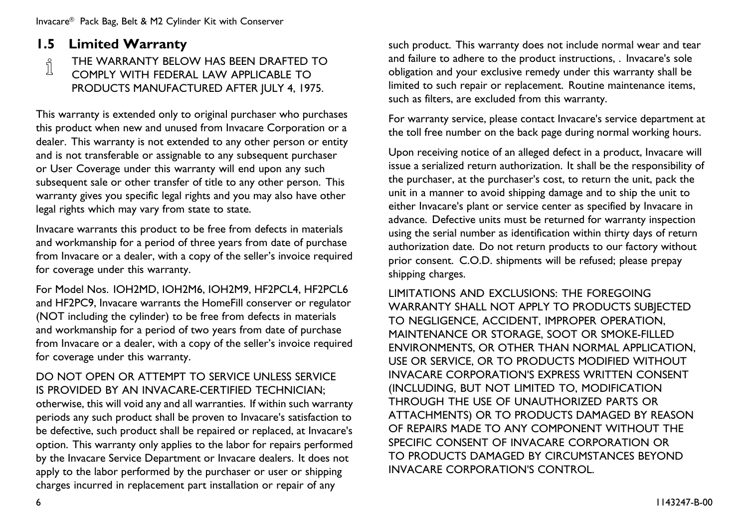## 1.5 Limited Warranty

THE WARRANTY BELOW HAS BEEN DRAFTED TO COMPLY WITH FEDERAL LAW APPLICABLE TO PRODUCTS MANUFACTURED AFTER JULY 4, 1975.

This warranty is extended only to original purchaser who purchases this product when new and unused from Invacare Corporation or a dealer. This warranty is not extended to any other person or entity and is not transferable or assignable to any subsequent purchaser or User Coverage under this warranty will end upon any such subsequent sale or other transfer of title to any other person. This warranty gives you specific legal rights and you may also have other legal rights which may vary from state to state.

Invacare warrants this product to be free from defects in materials and workmanship for a period of three years from date of purchase from Invacare or a dealer, with a copy of the seller's invoice required for coverage under this warranty.

For Model Nos. IOH2MD, IOH2M6, IOH2M9, HF2PCL4, HF2PCL6 and HF2PC9, Invacare warrants the HomeFill conserver or regulator (NOT including the cylinder) to be free from defects in materials and workmanship for a period of two years from date of purchase from Invacare or a dealer, with a copy of the seller's invoice required for coverage under this warranty.

DO NOT OPEN OR ATTEMPT TO SERVICE UNLESS SERVICE IS PROVIDED BY AN INVACARE-CERTIFIED TECHNICIAN; otherwise, this will void any and all warranties. If within such warranty periods any such product shall be proven to Invacare's satisfaction to be defective, such product shall be repaired or replaced, at Invacare's option. This warranty only applies to the labor for repairs performed by the Invacare Service Department or Invacare dealers. It does not apply to the labor performed by the purchaser or user or shipping charges incurred in replacement part installation or repair of any such product. This warranty does not include normal wear and tear and failure to adhere to the product instructions, . Invacare's sole obligation and your exclusive remedy under this warranty shall be limited to such repair or replacement. Routine maintenance items, such as filters, are excluded from this warranty.

For warranty service, please contact Invacare's service department at the toll free number on the back page during normal working hours.

Upon receiving notice of an alleged defect in a product, Invacare will issue a serialized return authorization. It shall be the responsibility of the purchaser, at the purchaser's cost, to return the unit, pack the unit in a manner to avoid shipping damage and to ship the unit to either Invacare's plant or service center as specified by Invacare in advance. Defective units must be returned for warranty inspection using the serial number as identification within thirty days of return authorization date. Do not return products to our factory without prior consent. C.O.D. shipments will be refused; please prepay shipping charges.

LIMITATIONS AND EXCLUSIONS: THE FOREGOING WARRANTY SHALL NOT APPLY TO PRODUCTS SUBJECTED TO NEGLIGENCE, ACCIDENT, IMPROPER OPERATION, MAINTENANCE OR STORAGE, SOOT OR SMOKE-FILLED ENVIRONMENTS, OR OTHER THAN NORMAL APPLICATION, USE OR SERVICE, OR TO PRODUCTS MODIFIED WITHOUT INVACARE CORPORATION'S EXPRESS WRITTEN CONSENT (INCLUDING, BUT NOT LIMITED TO, MODIFICATION THROUGH THE USE OF UNAUTHORIZED PARTS OR ATTACHMENTS) OR TO PRODUCTS DAMAGED BY REASON OF REPAIRS MADE TO ANY COMPONENT WITHOUT THE SPECIFIC CONSENT OF INVACARE CORPORATION OR TO PRODUCTS DAMAGED BY CIRCUMSTANCES BEYOND INVACARE CORPORATION'S CONTROL.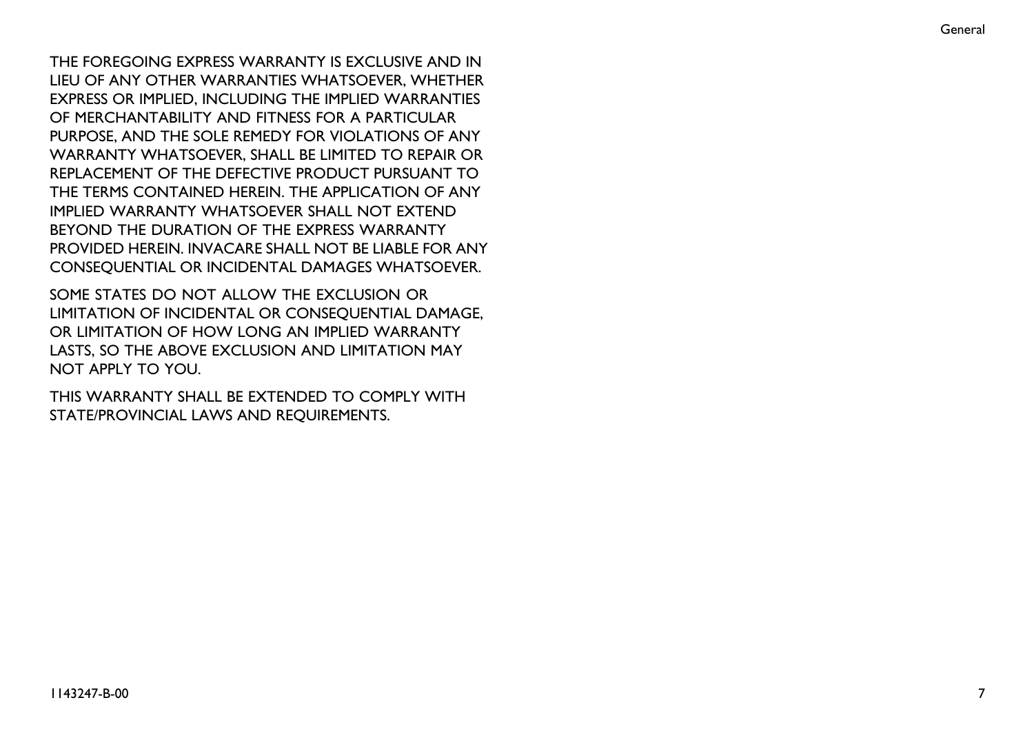THE FOREGOING EXPRESS WARRANTY IS EXCLUSIVE AND IN LIEU OF ANY OTHER WARRANTIES WHATSOEVER, WHETHER EXPRESS OR IMPLIED, INCLUDING THE IMPLIED WARRANTIES OF MERCHANTABILITY AND FITNESS FOR A PARTICULAR PURPOSE, AND THE SOLE REMEDY FOR VIOLATIONS OF ANY WARRANTY WHATSOEVER, SHALL BE LIMITED TO REPAIR OR REPLACEMENT OF THE DEFECTIVE PRODUCT PURSUANT TO THE TERMS CONTAINED HEREIN. THE APPLICATION OF ANY IMPLIED WARRANTY WHATSOEVER SHALL NOT EXTEND BEYOND THE DURATION OF THE EXPRESS WARRANTY PROVIDED HEREIN. INVACARE SHALL NOT BE LIABLE FOR ANY CONSEQUENTIAL OR INCIDENTAL DAMAGES WHATSOEVER.

SOME STATES DO NOT ALLOW THE EXCLUSION OR LIMITATION OF INCIDENTAL OR CONSEQUENTIAL DAMAGE, OR LIMITATION OF HOW LONG AN IMPLIED WARRANTY LASTS, SO THE ABOVE EXCLUSION AND LIMITATION MAY NOT APPLY TO YOU.

THIS WARRANTY SHALL BE EXTENDED TO COMPLY WITH STATE/PROVINCIAL LAWS AND REQUIREMENTS.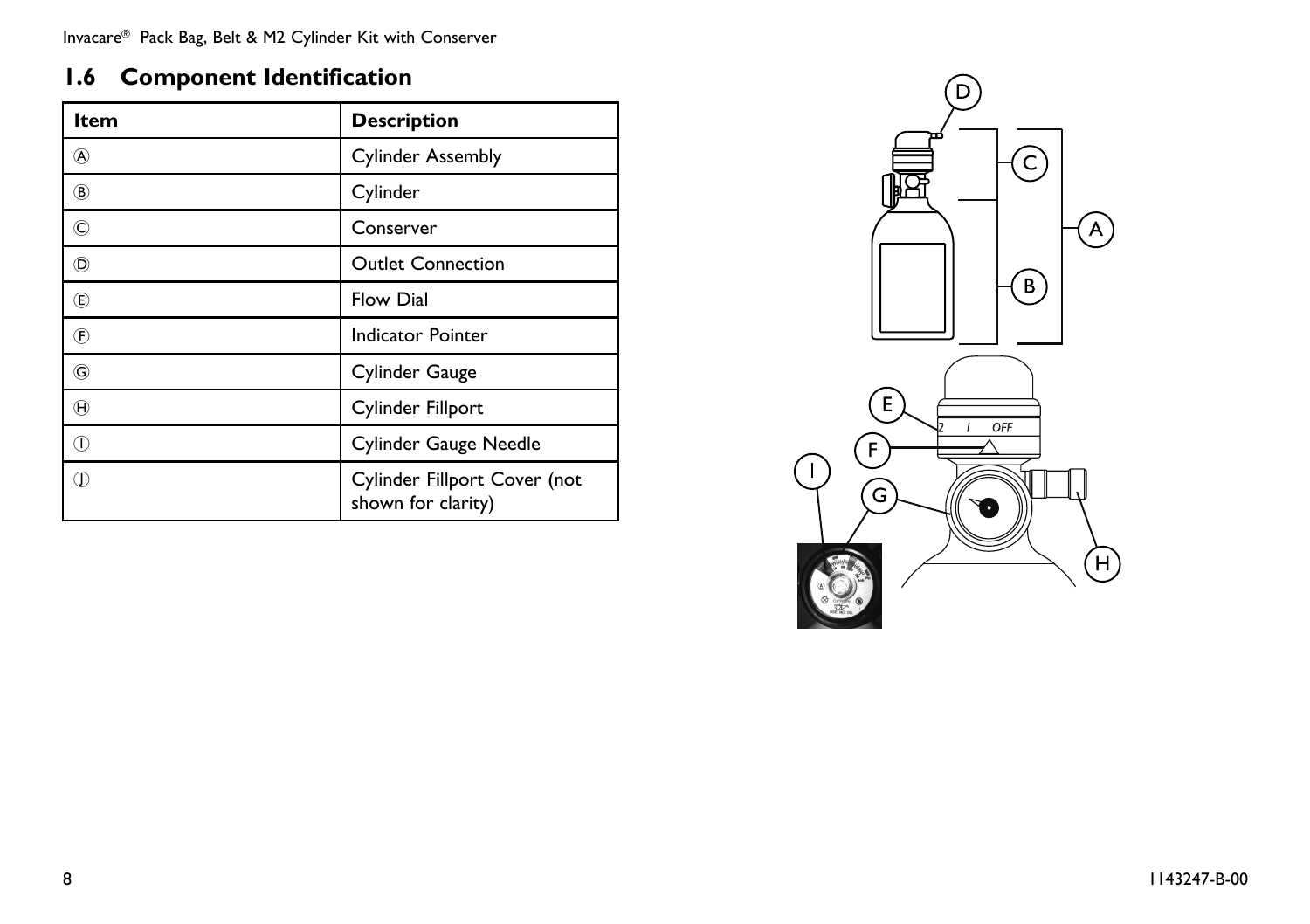## 1.6 Component Identification

| Item | Description |
|---|---|
| Ⓐ | Cylinder Assembly |
| Ⓑ | Cylinder |
| Ⓒ | Conserver |
| Ⓓ | Outlet Connection |
| Ⓔ | Flow Dial |
| Ⓕ | Indicator Pointer |
| Ⓖ | Cylinder Gauge |
| Ⓗ | Cylinder Fillport |
| Ⓘ | Cylinder Gauge Needle |
| Ⓙ | Cylinder Fillport Cover (not shown for clarity) |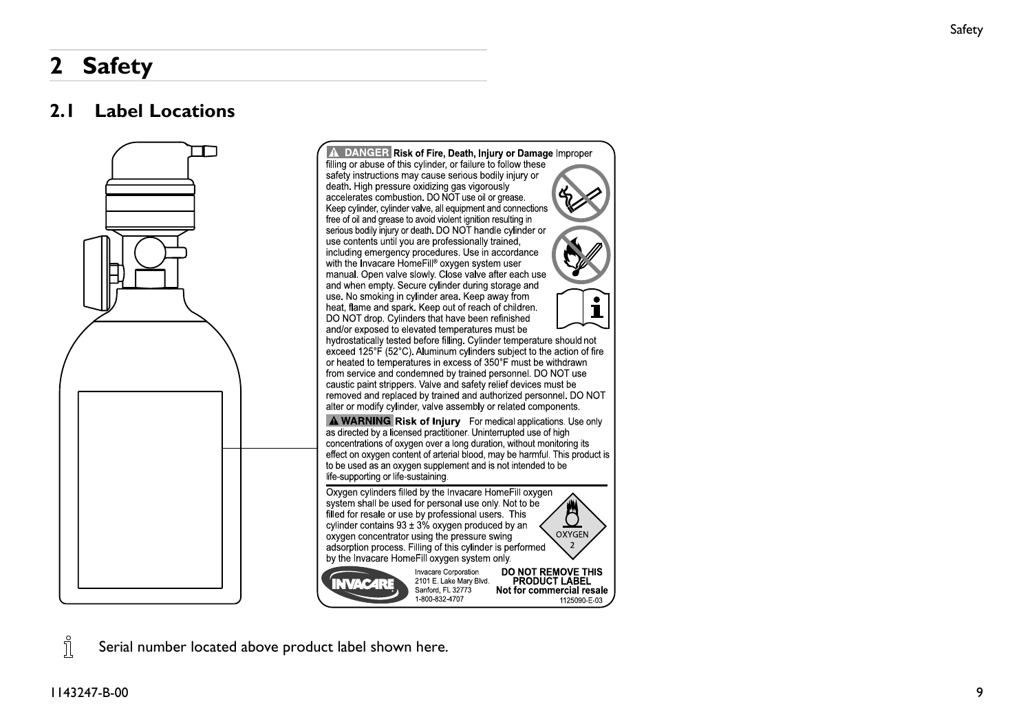# 2 Safety

## 2.1 Label Locations

**⚠ DANGER Risk of Fire, Death, Injury or Damage** Improper filling or abuse of this cylinder, or failure to follow these safety instructions may cause serious bodily injury or death. High pressure oxidizing gas vigorously accelerates combustion. DO NOT use oil or grease. Keep cylinder, cylinder valve, all equipment and connections free of oil and grease to avoid violent ignition resulting in serious bodily injury or death. DO NOT handle cylinder or use contents until you are professionally trained, including emergency procedures. Use in accordance with the Invacare HomeFill® oxygen system user manual. Open valve slowly. Close valve after each use and when empty. Secure cylinder during storage and use. No smoking in cylinder area. Keep away from heat, flame and spark. Keep out of reach of children. DO NOT drop. Cylinders that have been refinished and/or exposed to elevated temperatures must be hydrostatically tested before filling. Cylinder temperature should not exceed 125°F (52°C). Aluminum cylinders subject to the action of fire or heated to temperatures in excess of 350°F must be withdrawn from service and condemned by trained personnel. DO NOT use caustic paint strippers. Valve and safety relief devices must be removed and replaced by trained and authorized personnel. DO NOT alter or modify cylinder, valve assembly or related components.

**⚠ WARNING Risk of Injury** For medical applications. Use only as directed by a licensed practitioner. Uninterrupted use of high concentrations of oxygen over a long duration, without monitoring its effect on oxygen content of arterial blood, may be harmful. This product is to be used as an oxygen supplement and is not intended to be life-supporting or life-sustaining.

Oxygen cylinders filled by the Invacare HomeFill oxygen system shall be used for personal use only. Not to be filled for resale or use by professional users. This cylinder contains 93 ± 3% oxygen produced by an oxygen concentrator using the pressure swing adsorption process. Filling of this cylinder is performed by the Invacare HomeFill oxygen system only.

OXYGEN 2

INVACARE

Invacare Corporation
2101 E. Lake Mary Blvd.
Sanford, FL 32773
1-800-832-4707

**DO NOT REMOVE THIS PRODUCT LABEL**
**Not for commercial resale**

1125090-E-03

Serial number located above product label shown here.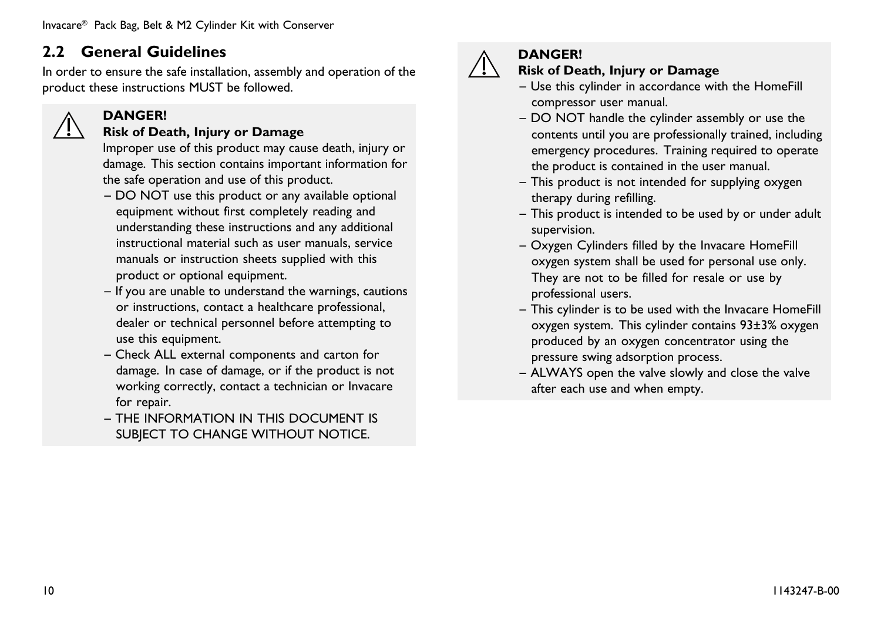## 2.2 General Guidelines

In order to ensure the safe installation, assembly and operation of the product these instructions MUST be followed.

> ⚠ **DANGER!**
> **Risk of Death, Injury or Damage**
> Improper use of this product may cause death, injury or damage. This section contains important information for the safe operation and use of this product.
> – DO NOT use this product or any available optional equipment without first completely reading and understanding these instructions and any additional instructional material such as user manuals, service manuals or instruction sheets supplied with this product or optional equipment.
> – If you are unable to understand the warnings, cautions or instructions, contact a healthcare professional, dealer or technical personnel before attempting to use this equipment.
> – Check ALL external components and carton for damage. In case of damage, or if the product is not working correctly, contact a technician or Invacare for repair.
> – THE INFORMATION IN THIS DOCUMENT IS SUBJECT TO CHANGE WITHOUT NOTICE.

> ⚠ **DANGER!**
> **Risk of Death, Injury or Damage**
> – Use this cylinder in accordance with the HomeFill compressor user manual.
> – DO NOT handle the cylinder assembly or use the contents until you are professionally trained, including emergency procedures. Training required to operate the product is contained in the user manual.
> – This product is not intended for supplying oxygen therapy during refilling.
> – This product is intended to be used by or under adult supervision.
> – Oxygen Cylinders filled by the Invacare HomeFill oxygen system shall be used for personal use only. They are not to be filled for resale or use by professional users.
> – This cylinder is to be used with the Invacare HomeFill oxygen system. This cylinder contains 93±3% oxygen produced by an oxygen concentrator using the pressure swing adsorption process.
> – ALWAYS open the valve slowly and close the valve after each use and when empty.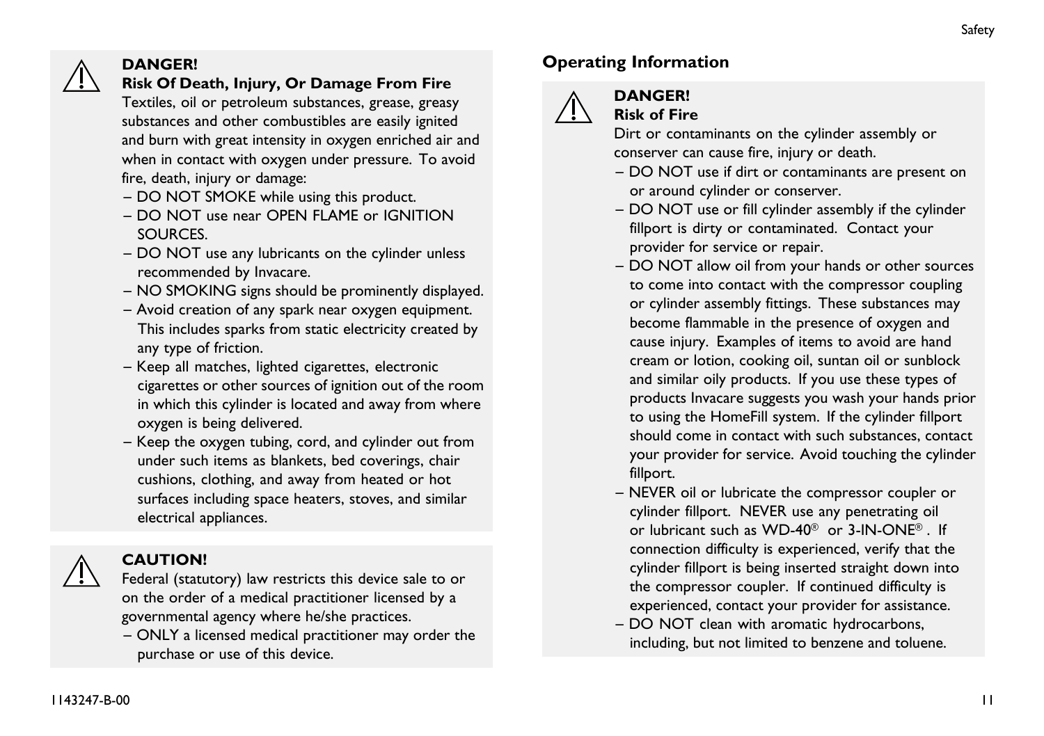**DANGER!**
**Risk Of Death, Injury, Or Damage From Fire**
Textiles, oil or petroleum substances, grease, greasy substances and other combustibles are easily ignited and burn with great intensity in oxygen enriched air and when in contact with oxygen under pressure. To avoid fire, death, injury or damage:

– DO NOT SMOKE while using this product.
– DO NOT use near OPEN FLAME or IGNITION SOURCES.
– DO NOT use any lubricants on the cylinder unless recommended by Invacare.
– NO SMOKING signs should be prominently displayed.
– Avoid creation of any spark near oxygen equipment. This includes sparks from static electricity created by any type of friction.
– Keep all matches, lighted cigarettes, electronic cigarettes or other sources of ignition out of the room in which this cylinder is located and away from where oxygen is being delivered.
– Keep the oxygen tubing, cord, and cylinder out from under such items as blankets, bed coverings, chair cushions, clothing, and away from heated or hot surfaces including space heaters, stoves, and similar electrical appliances.

**CAUTION!**
Federal (statutory) law restricts this device sale to or on the order of a medical practitioner licensed by a governmental agency where he/she practices.

– ONLY a licensed medical practitioner may order the purchase or use of this device.

## Operating Information

**DANGER!**
**Risk of Fire**
Dirt or contaminants on the cylinder assembly or conserver can cause fire, injury or death.

– DO NOT use if dirt or contaminants are present on or around cylinder or conserver.
– DO NOT use or fill cylinder assembly if the cylinder fillport is dirty or contaminated. Contact your provider for service or repair.
– DO NOT allow oil from your hands or other sources to come into contact with the compressor coupling or cylinder assembly fittings. These substances may become flammable in the presence of oxygen and cause injury. Examples of items to avoid are hand cream or lotion, cooking oil, suntan oil or sunblock and similar oily products. If you use these types of products Invacare suggests you wash your hands prior to using the HomeFill system. If the cylinder fillport should come in contact with such substances, contact your provider for service. Avoid touching the cylinder fillport.
– NEVER oil or lubricate the compressor coupler or cylinder fillport. NEVER use any penetrating oil or lubricant such as WD-40® or 3-IN-ONE®. If connection difficulty is experienced, verify that the cylinder fillport is being inserted straight down into the compressor coupler. If continued difficulty is experienced, contact your provider for assistance.
– DO NOT clean with aromatic hydrocarbons, including, but not limited to benzene and toluene.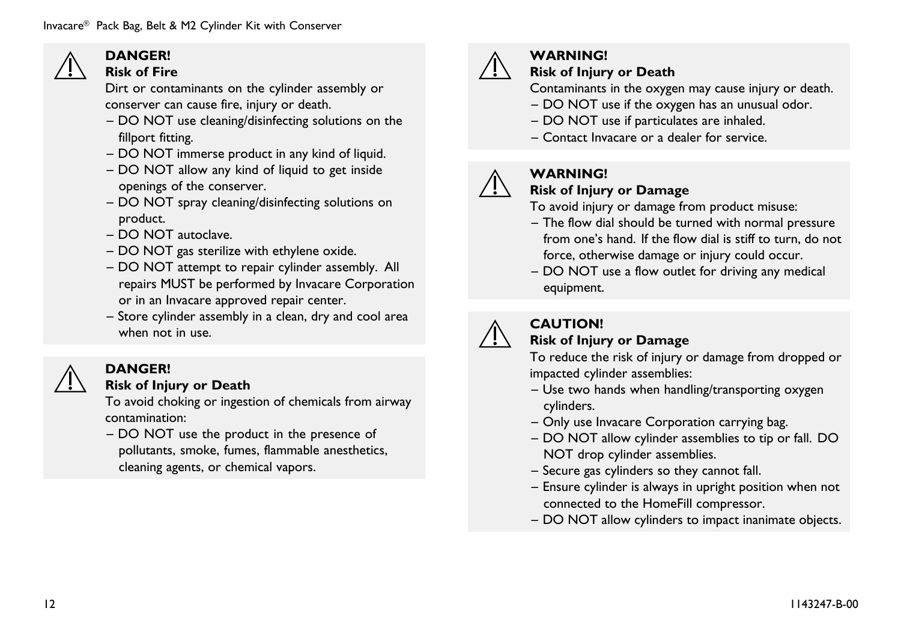**DANGER!**
**Risk of Fire**
Dirt or contaminants on the cylinder assembly or conserver can cause fire, injury or death.

– DO NOT use cleaning/disinfecting solutions on the fillport fitting.
– DO NOT immerse product in any kind of liquid.
– DO NOT allow any kind of liquid to get inside openings of the conserver.
– DO NOT spray cleaning/disinfecting solutions on product.
– DO NOT autoclave.
– DO NOT gas sterilize with ethylene oxide.
– DO NOT attempt to repair cylinder assembly. All repairs MUST be performed by Invacare Corporation or in an Invacare approved repair center.
– Store cylinder assembly in a clean, dry and cool area when not in use.

**DANGER!**
**Risk of Injury or Death**
To avoid choking or ingestion of chemicals from airway contamination:

– DO NOT use the product in the presence of pollutants, smoke, fumes, flammable anesthetics, cleaning agents, or chemical vapors.

**WARNING!**
**Risk of Injury or Death**
Contaminants in the oxygen may cause injury or death.

– DO NOT use if the oxygen has an unusual odor.
– DO NOT use if particulates are inhaled.
– Contact Invacare or a dealer for service.

**WARNING!**
**Risk of Injury or Damage**
To avoid injury or damage from product misuse:

– The flow dial should be turned with normal pressure from one's hand. If the flow dial is stiff to turn, do not force, otherwise damage or injury could occur.
– DO NOT use a flow outlet for driving any medical equipment.

**CAUTION!**
**Risk of Injury or Damage**
To reduce the risk of injury or damage from dropped or impacted cylinder assemblies:

– Use two hands when handling/transporting oxygen cylinders.
– Only use Invacare Corporation carrying bag.
– DO NOT allow cylinder assemblies to tip or fall. DO NOT drop cylinder assemblies.
– Secure gas cylinders so they cannot fall.
– Ensure cylinder is always in upright position when not connected to the HomeFill compressor.
– DO NOT allow cylinders to impact inanimate objects.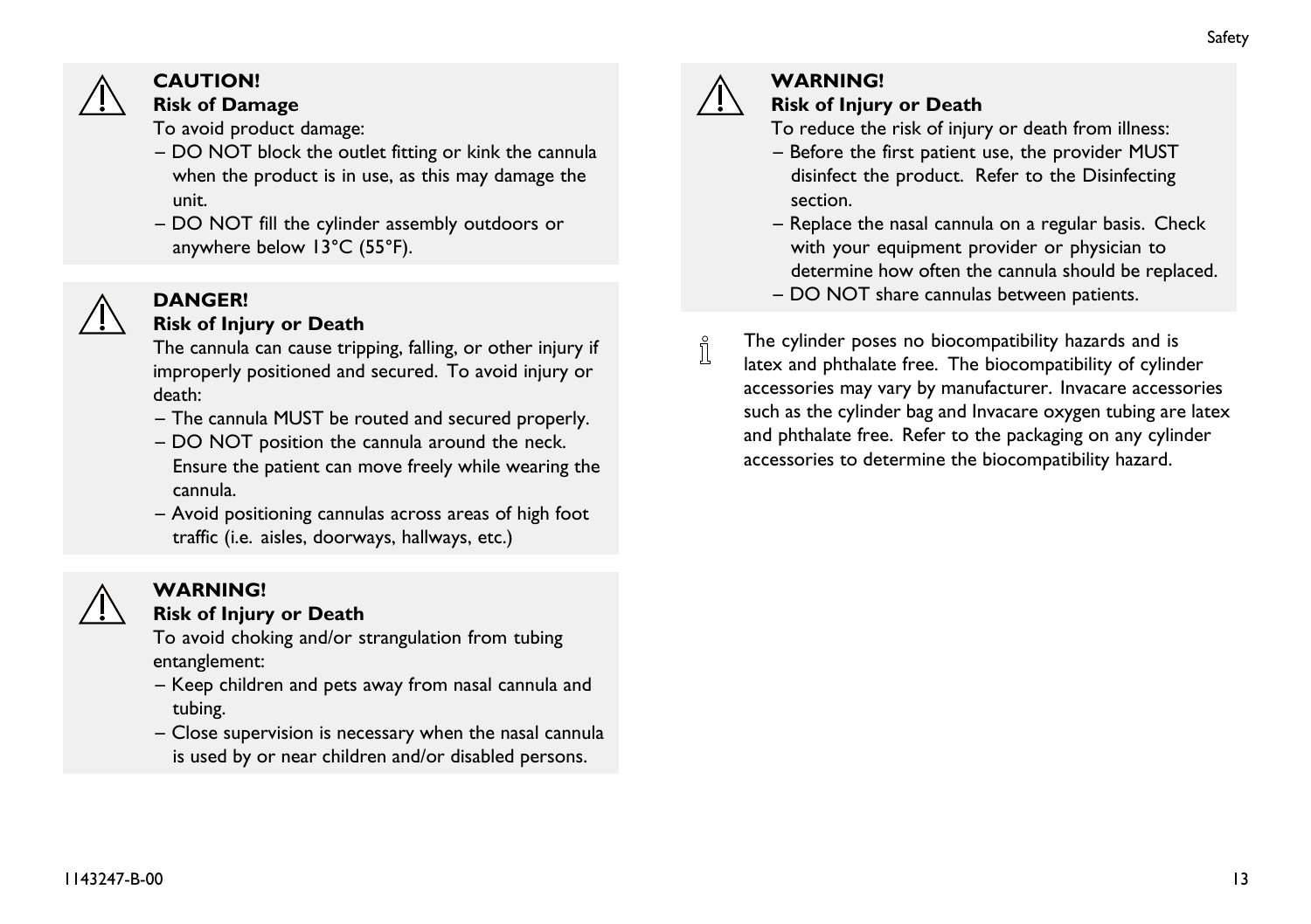**CAUTION!**
**Risk of Damage**
To avoid product damage:
– DO NOT block the outlet fitting or kink the cannula when the product is in use, as this may damage the unit.
– DO NOT fill the cylinder assembly outdoors or anywhere below 13°C (55°F).

**DANGER!**
**Risk of Injury or Death**
The cannula can cause tripping, falling, or other injury if improperly positioned and secured. To avoid injury or death:
– The cannula MUST be routed and secured properly.
– DO NOT position the cannula around the neck. Ensure the patient can move freely while wearing the cannula.
– Avoid positioning cannulas across areas of high foot traffic (i.e. aisles, doorways, hallways, etc.)

**WARNING!**
**Risk of Injury or Death**
To avoid choking and/or strangulation from tubing entanglement:
– Keep children and pets away from nasal cannula and tubing.
– Close supervision is necessary when the nasal cannula is used by or near children and/or disabled persons.

**WARNING!**
**Risk of Injury or Death**
To reduce the risk of injury or death from illness:
– Before the first patient use, the provider MUST disinfect the product. Refer to the Disinfecting section.
– Replace the nasal cannula on a regular basis. Check with your equipment provider or physician to determine how often the cannula should be replaced.
– DO NOT share cannulas between patients.

The cylinder poses no biocompatibility hazards and is latex and phthalate free. The biocompatibility of cylinder accessories may vary by manufacturer. Invacare accessories such as the cylinder bag and Invacare oxygen tubing are latex and phthalate free. Refer to the packaging on any cylinder accessories to determine the biocompatibility hazard.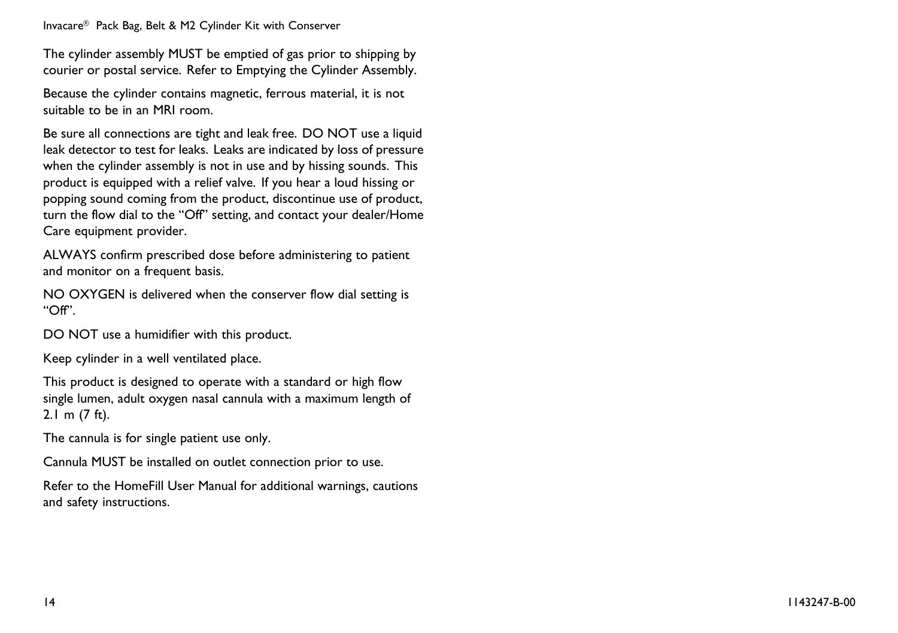The cylinder assembly MUST be emptied of gas prior to shipping by courier or postal service. Refer to Emptying the Cylinder Assembly.

Because the cylinder contains magnetic, ferrous material, it is not suitable to be in an MRI room.

Be sure all connections are tight and leak free. DO NOT use a liquid leak detector to test for leaks. Leaks are indicated by loss of pressure when the cylinder assembly is not in use and by hissing sounds. This product is equipped with a relief valve. If you hear a loud hissing or popping sound coming from the product, discontinue use of product, turn the flow dial to the "Off" setting, and contact your dealer/Home Care equipment provider.

ALWAYS confirm prescribed dose before administering to patient and monitor on a frequent basis.

NO OXYGEN is delivered when the conserver flow dial setting is "Off".

DO NOT use a humidifier with this product.

Keep cylinder in a well ventilated place.

This product is designed to operate with a standard or high flow single lumen, adult oxygen nasal cannula with a maximum length of 2.1 m (7 ft).

The cannula is for single patient use only.

Cannula MUST be installed on outlet connection prior to use.

Refer to the HomeFill User Manual for additional warnings, cautions and safety instructions.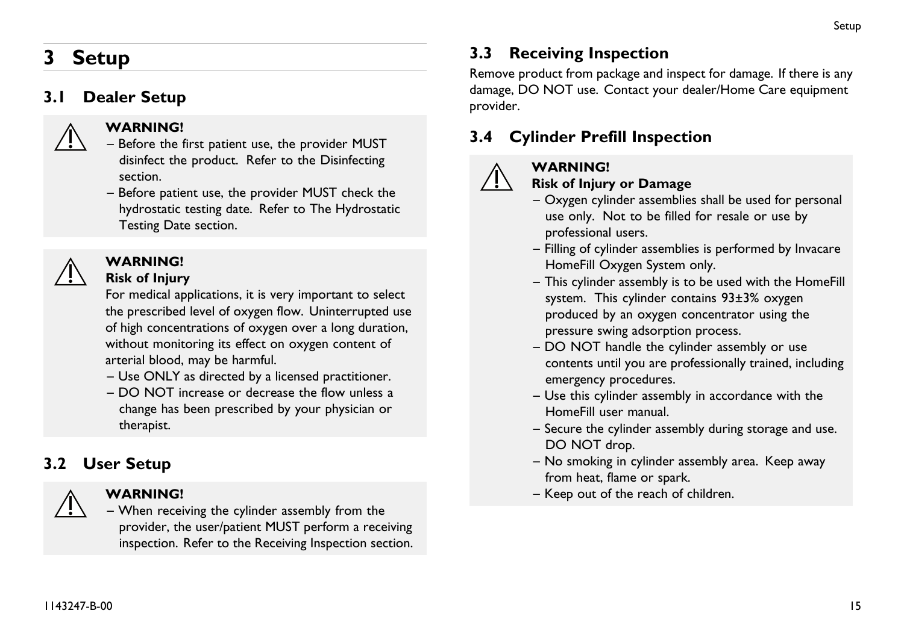# 3 Setup

## 3.1 Dealer Setup

> ⚠ **WARNING!**
> – Before the first patient use, the provider MUST disinfect the product. Refer to the Disinfecting section.
> – Before patient use, the provider MUST check the hydrostatic testing date. Refer to The Hydrostatic Testing Date section.

> ⚠ **WARNING!**
> **Risk of Injury**
> For medical applications, it is very important to select the prescribed level of oxygen flow. Uninterrupted use of high concentrations of oxygen over a long duration, without monitoring its effect on oxygen content of arterial blood, may be harmful.
> – Use ONLY as directed by a licensed practitioner.
> – DO NOT increase or decrease the flow unless a change has been prescribed by your physician or therapist.

## 3.2 User Setup

> ⚠ **WARNING!**
> – When receiving the cylinder assembly from the provider, the user/patient MUST perform a receiving inspection. Refer to the Receiving Inspection section.

## 3.3 Receiving Inspection

Remove product from package and inspect for damage. If there is any damage, DO NOT use. Contact your dealer/Home Care equipment provider.

## 3.4 Cylinder Prefill Inspection

> ⚠ **WARNING!**
> **Risk of Injury or Damage**
> – Oxygen cylinder assemblies shall be used for personal use only. Not to be filled for resale or use by professional users.
> – Filling of cylinder assemblies is performed by Invacare HomeFill Oxygen System only.
> – This cylinder assembly is to be used with the HomeFill system. This cylinder contains 93±3% oxygen produced by an oxygen concentrator using the pressure swing adsorption process.
> – DO NOT handle the cylinder assembly or use contents until you are professionally trained, including emergency procedures.
> – Use this cylinder assembly in accordance with the HomeFill user manual.
> – Secure the cylinder assembly during storage and use. DO NOT drop.
> – No smoking in cylinder assembly area. Keep away from heat, flame or spark.
> – Keep out of the reach of children.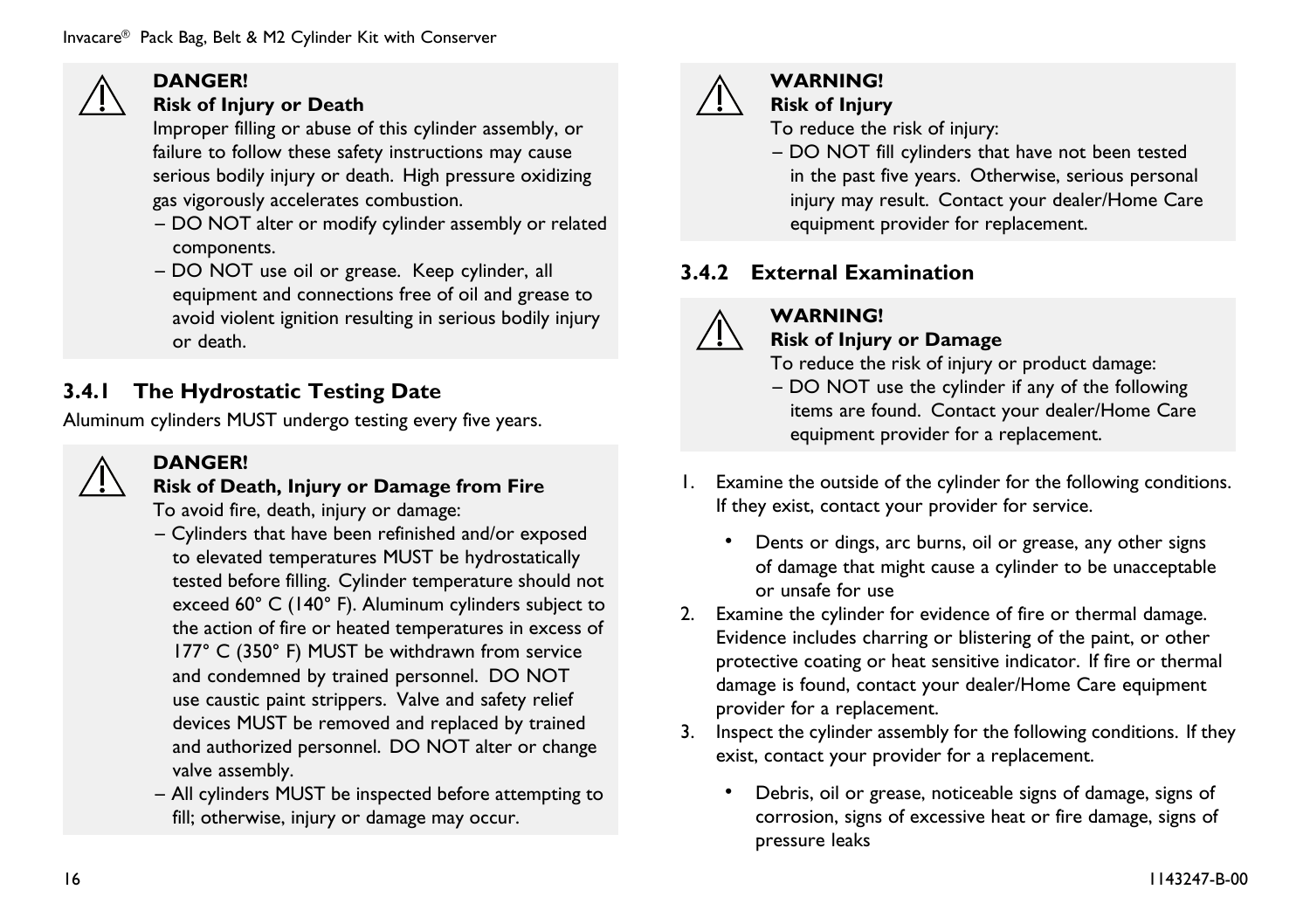**DANGER!**
**Risk of Injury or Death**
Improper filling or abuse of this cylinder assembly, or failure to follow these safety instructions may cause serious bodily injury or death. High pressure oxidizing gas vigorously accelerates combustion.
– DO NOT alter or modify cylinder assembly or related components.
– DO NOT use oil or grease. Keep cylinder, all equipment and connections free of oil and grease to avoid violent ignition resulting in serious bodily injury or death.

### 3.4.1 The Hydrostatic Testing Date

Aluminum cylinders MUST undergo testing every five years.

**DANGER!**
**Risk of Death, Injury or Damage from Fire**
To avoid fire, death, injury or damage:
– Cylinders that have been refinished and/or exposed to elevated temperatures MUST be hydrostatically tested before filling. Cylinder temperature should not exceed 60° C (140° F). Aluminum cylinders subject to the action of fire or heated temperatures in excess of 177° C (350° F) MUST be withdrawn from service and condemned by trained personnel. DO NOT use caustic paint strippers. Valve and safety relief devices MUST be removed and replaced by trained and authorized personnel. DO NOT alter or change valve assembly.
– All cylinders MUST be inspected before attempting to fill; otherwise, injury or damage may occur.

**WARNING!**
**Risk of Injury**
To reduce the risk of injury:
– DO NOT fill cylinders that have not been tested in the past five years. Otherwise, serious personal injury may result. Contact your dealer/Home Care equipment provider for replacement.

### 3.4.2 External Examination

**WARNING!**
**Risk of Injury or Damage**
To reduce the risk of injury or product damage:
– DO NOT use the cylinder if any of the following items are found. Contact your dealer/Home Care equipment provider for a replacement.

1. Examine the outside of the cylinder for the following conditions. If they exist, contact your provider for service.
   - Dents or dings, arc burns, oil or grease, any other signs of damage that might cause a cylinder to be unacceptable or unsafe for use
2. Examine the cylinder for evidence of fire or thermal damage. Evidence includes charring or blistering of the paint, or other protective coating or heat sensitive indicator. If fire or thermal damage is found, contact your dealer/Home Care equipment provider for a replacement.
3. Inspect the cylinder assembly for the following conditions. If they exist, contact your provider for a replacement.
   - Debris, oil or grease, noticeable signs of damage, signs of corrosion, signs of excessive heat or fire damage, signs of pressure leaks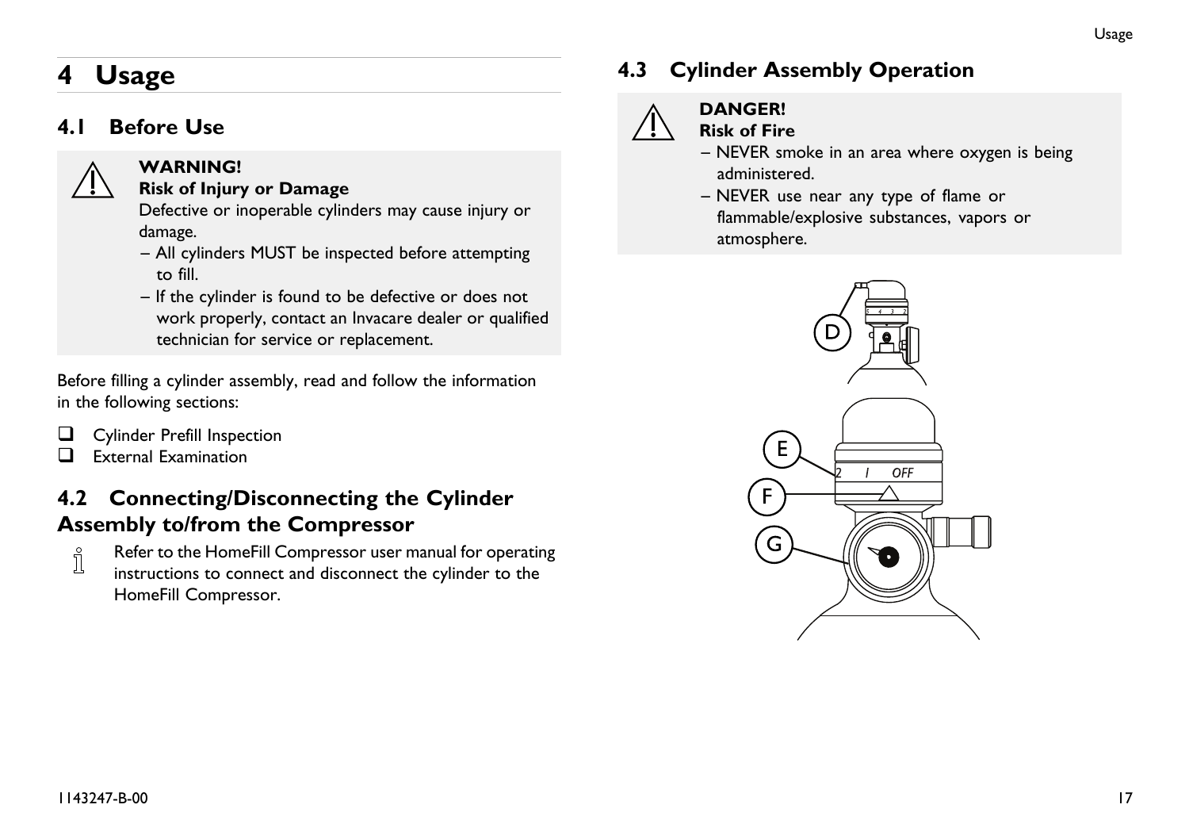# 4 Usage

## 4.1 Before Use

> ⚠ **WARNING!**
> **Risk of Injury or Damage**
> Defective or inoperable cylinders may cause injury or damage.
> – All cylinders MUST be inspected before attempting to fill.
> – If the cylinder is found to be defective or does not work properly, contact an Invacare dealer or qualified technician for service or replacement.

Before filling a cylinder assembly, read and follow the information in the following sections:

- ☐ Cylinder Prefill Inspection
- ☐ External Examination

## 4.2 Connecting/Disconnecting the Cylinder Assembly to/from the Compressor

ℹ Refer to the HomeFill Compressor user manual for operating instructions to connect and disconnect the cylinder to the HomeFill Compressor.

## 4.3 Cylinder Assembly Operation

> ⚠ **DANGER!**
> **Risk of Fire**
> – NEVER smoke in an area where oxygen is being administered.
> – NEVER use near any type of flame or flammable/explosive substances, vapors or atmosphere.

D

E

F

G

2 1 OFF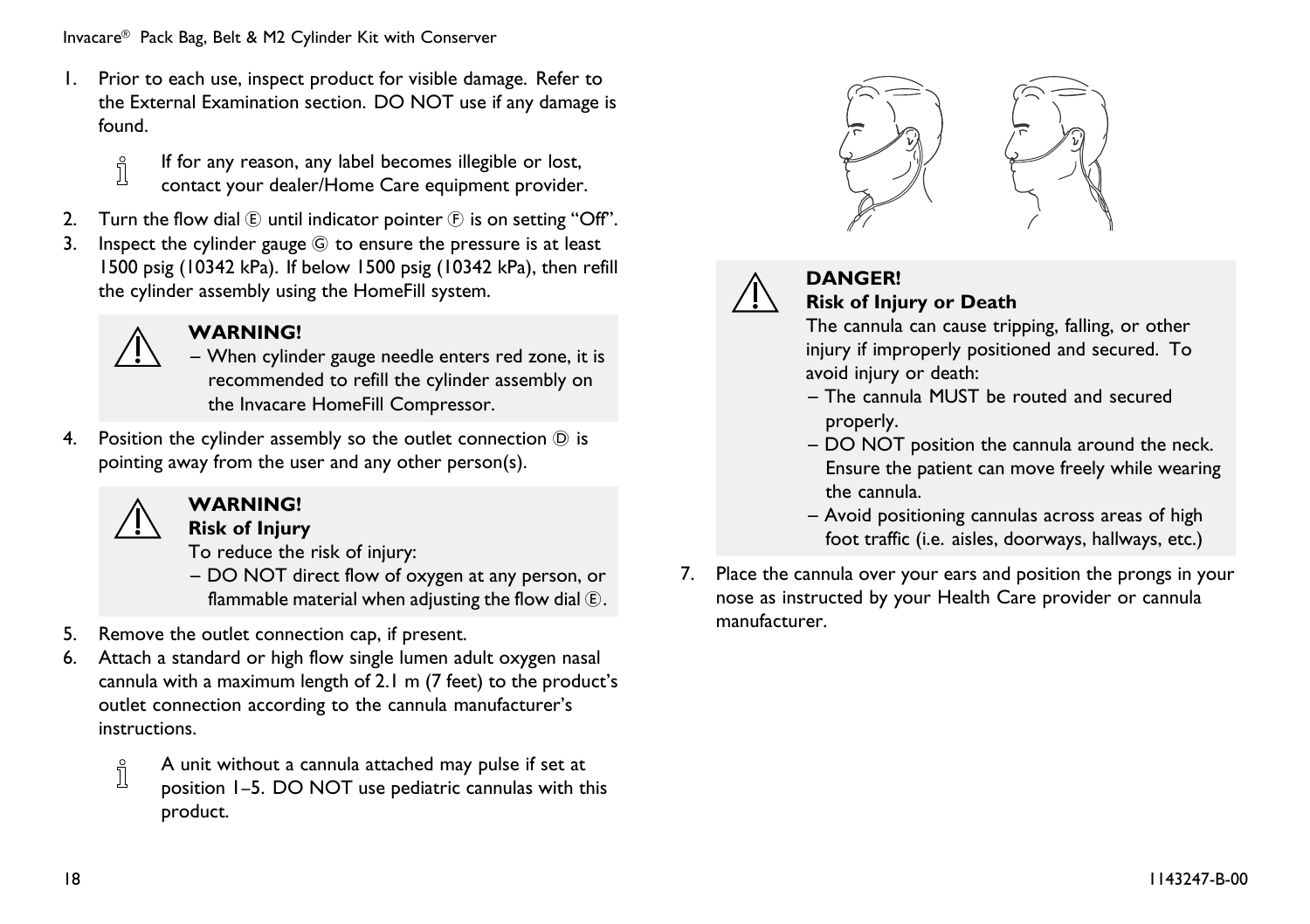1. Prior to each use, inspect product for visible damage. Refer to the External Examination section. DO NOT use if any damage is found.

   If for any reason, any label becomes illegible or lost, contact your dealer/Home Care equipment provider.

2. Turn the flow dial Ⓔ until indicator pointer Ⓕ is on setting “Off”.
3. Inspect the cylinder gauge Ⓖ to ensure the pressure is at least 1500 psig (10342 kPa). If below 1500 psig (10342 kPa), then refill the cylinder assembly using the HomeFill system.

> **WARNING!**
> – When cylinder gauge needle enters red zone, it is recommended to refill the cylinder assembly on the Invacare HomeFill Compressor.

4. Position the cylinder assembly so the outlet connection Ⓓ is pointing away from the user and any other person(s).

> **WARNING!**
> **Risk of Injury**
> To reduce the risk of injury:
> – DO NOT direct flow of oxygen at any person, or flammable material when adjusting the flow dial Ⓔ.

5. Remove the outlet connection cap, if present.
6. Attach a standard or high flow single lumen adult oxygen nasal cannula with a maximum length of 2.1 m (7 feet) to the product’s outlet connection according to the cannula manufacturer’s instructions.

   A unit without a cannula attached may pulse if set at position 1–5. DO NOT use pediatric cannulas with this product.

> **DANGER!**
> **Risk of Injury or Death**
> The cannula can cause tripping, falling, or other injury if improperly positioned and secured. To avoid injury or death:
> – The cannula MUST be routed and secured properly.
> – DO NOT position the cannula around the neck. Ensure the patient can move freely while wearing the cannula.
> – Avoid positioning cannulas across areas of high foot traffic (i.e. aisles, doorways, hallways, etc.)

7. Place the cannula over your ears and position the prongs in your nose as instructed by your Health Care provider or cannula manufacturer.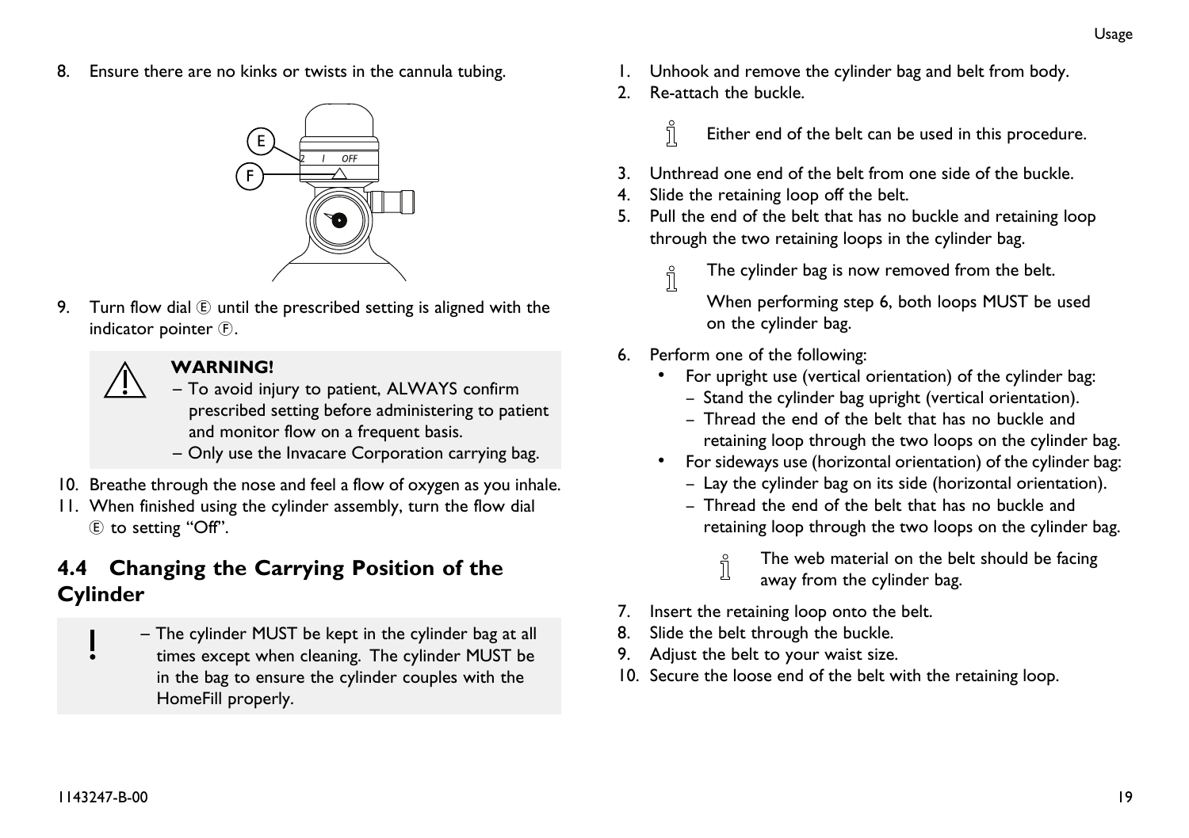8. Ensure there are no kinks or twists in the cannula tubing.

9. Turn flow dial Ⓔ until the prescribed setting is aligned with the indicator pointer Ⓕ.

> **WARNING!**
> – To avoid injury to patient, ALWAYS confirm prescribed setting before administering to patient and monitor flow on a frequent basis.
> – Only use the Invacare Corporation carrying bag.

10. Breathe through the nose and feel a flow of oxygen as you inhale.
11. When finished using the cylinder assembly, turn the flow dial Ⓔ to setting "Off".

## 4.4 Changing the Carrying Position of the Cylinder

> – The cylinder MUST be kept in the cylinder bag at all times except when cleaning. The cylinder MUST be in the bag to ensure the cylinder couples with the HomeFill properly.

1. Unhook and remove the cylinder bag and belt from body.
2. Re-attach the buckle.

   Either end of the belt can be used in this procedure.

3. Unthread one end of the belt from one side of the buckle.
4. Slide the retaining loop off the belt.
5. Pull the end of the belt that has no buckle and retaining loop through the two retaining loops in the cylinder bag.

   The cylinder bag is now removed from the belt.

   When performing step 6, both loops MUST be used on the cylinder bag.

6. Perform one of the following:
   - For upright use (vertical orientation) of the cylinder bag:
     – Stand the cylinder bag upright (vertical orientation).
     – Thread the end of the belt that has no buckle and retaining loop through the two loops on the cylinder bag.
   - For sideways use (horizontal orientation) of the cylinder bag:
     – Lay the cylinder bag on its side (horizontal orientation).
     – Thread the end of the belt that has no buckle and retaining loop through the two loops on the cylinder bag.

     The web material on the belt should be facing away from the cylinder bag.

7. Insert the retaining loop onto the belt.
8. Slide the belt through the buckle.
9. Adjust the belt to your waist size.
10. Secure the loose end of the belt with the retaining loop.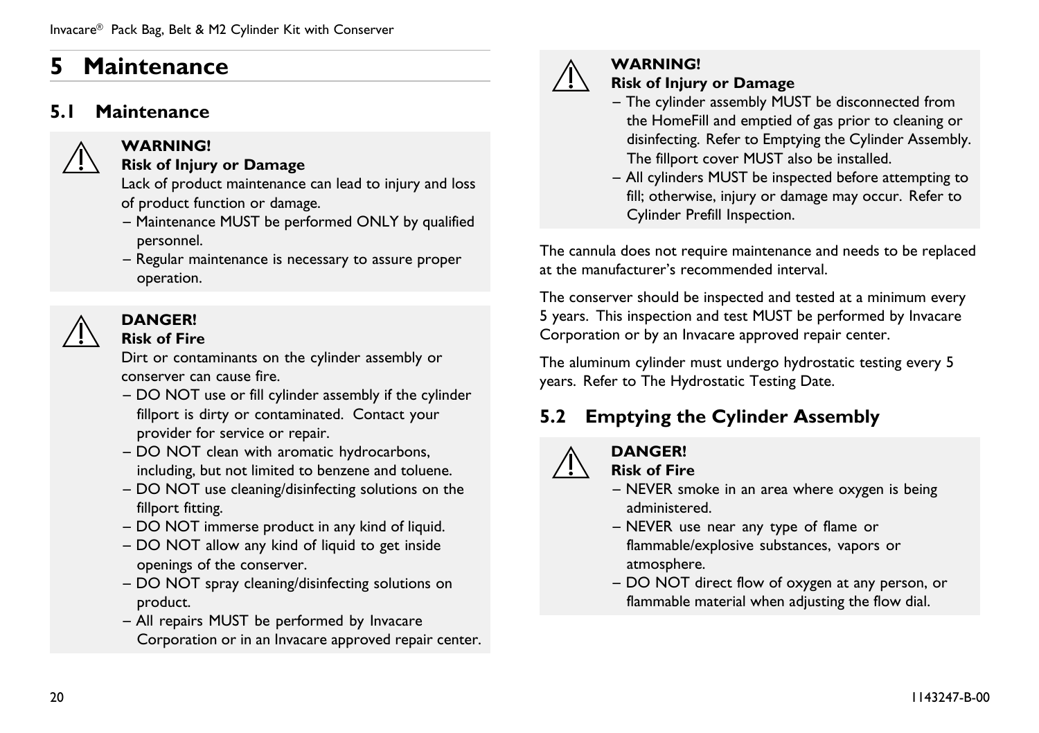# 5 Maintenance

## 5.1 Maintenance

**WARNING!**
**Risk of Injury or Damage**
Lack of product maintenance can lead to injury and loss of product function or damage.
– Maintenance MUST be performed ONLY by qualified personnel.
– Regular maintenance is necessary to assure proper operation.

**DANGER!**
**Risk of Fire**
Dirt or contaminants on the cylinder assembly or conserver can cause fire.
– DO NOT use or fill cylinder assembly if the cylinder fillport is dirty or contaminated. Contact your provider for service or repair.
– DO NOT clean with aromatic hydrocarbons, including, but not limited to benzene and toluene.
– DO NOT use cleaning/disinfecting solutions on the fillport fitting.
– DO NOT immerse product in any kind of liquid.
– DO NOT allow any kind of liquid to get inside openings of the conserver.
– DO NOT spray cleaning/disinfecting solutions on product.
– All repairs MUST be performed by Invacare Corporation or in an Invacare approved repair center.

**WARNING!**
**Risk of Injury or Damage**
– The cylinder assembly MUST be disconnected from the HomeFill and emptied of gas prior to cleaning or disinfecting. Refer to Emptying the Cylinder Assembly. The fillport cover MUST also be installed.
– All cylinders MUST be inspected before attempting to fill; otherwise, injury or damage may occur. Refer to Cylinder Prefill Inspection.

The cannula does not require maintenance and needs to be replaced at the manufacturer's recommended interval.

The conserver should be inspected and tested at a minimum every 5 years. This inspection and test MUST be performed by Invacare Corporation or by an Invacare approved repair center.

The aluminum cylinder must undergo hydrostatic testing every 5 years. Refer to The Hydrostatic Testing Date.

## 5.2 Emptying the Cylinder Assembly

**DANGER!**
**Risk of Fire**
– NEVER smoke in an area where oxygen is being administered.
– NEVER use near any type of flame or flammable/explosive substances, vapors or atmosphere.
– DO NOT direct flow of oxygen at any person, or flammable material when adjusting the flow dial.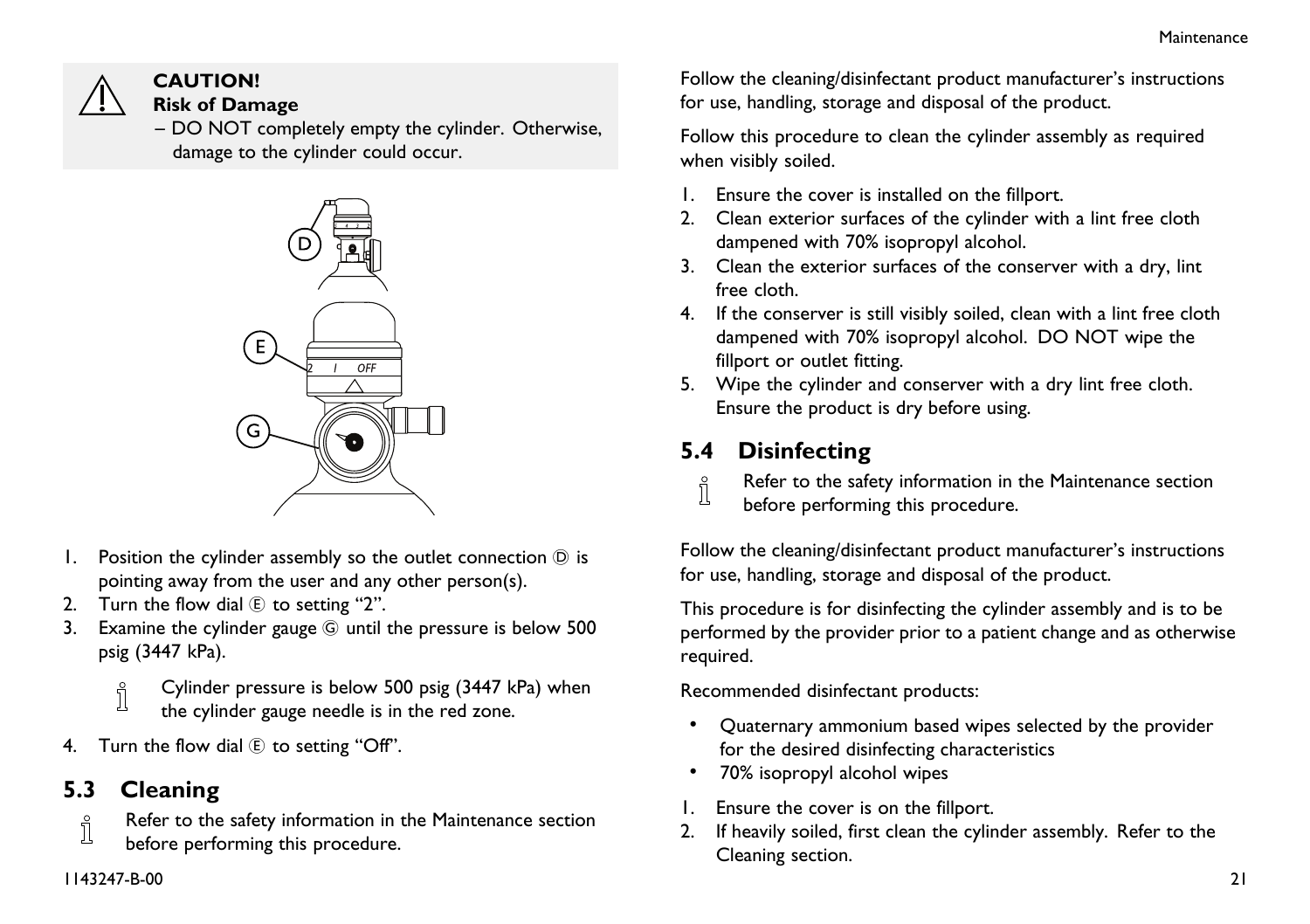**CAUTION!**
**Risk of Damage**
– DO NOT completely empty the cylinder. Otherwise, damage to the cylinder could occur.

1. Position the cylinder assembly so the outlet connection Ⓓ is pointing away from the user and any other person(s).
2. Turn the flow dial Ⓔ to setting “2”.
3. Examine the cylinder gauge Ⓖ until the pressure is below 500 psig (3447 kPa).

   Cylinder pressure is below 500 psig (3447 kPa) when the cylinder gauge needle is in the red zone.

4. Turn the flow dial Ⓔ to setting “Off”.

## 5.3 Cleaning

Refer to the safety information in the Maintenance section before performing this procedure.

Follow the cleaning/disinfectant product manufacturer’s instructions for use, handling, storage and disposal of the product.

Follow this procedure to clean the cylinder assembly as required when visibly soiled.

1. Ensure the cover is installed on the fillport.
2. Clean exterior surfaces of the cylinder with a lint free cloth dampened with 70% isopropyl alcohol.
3. Clean the exterior surfaces of the conserver with a dry, lint free cloth.
4. If the conserver is still visibly soiled, clean with a lint free cloth dampened with 70% isopropyl alcohol. DO NOT wipe the fillport or outlet fitting.
5. Wipe the cylinder and conserver with a dry lint free cloth. Ensure the product is dry before using.

## 5.4 Disinfecting

Refer to the safety information in the Maintenance section before performing this procedure.

Follow the cleaning/disinfectant product manufacturer’s instructions for use, handling, storage and disposal of the product.

This procedure is for disinfecting the cylinder assembly and is to be performed by the provider prior to a patient change and as otherwise required.

Recommended disinfectant products:

- Quaternary ammonium based wipes selected by the provider for the desired disinfecting characteristics
- 70% isopropyl alcohol wipes

1. Ensure the cover is on the fillport.
2. If heavily soiled, first clean the cylinder assembly. Refer to the Cleaning section.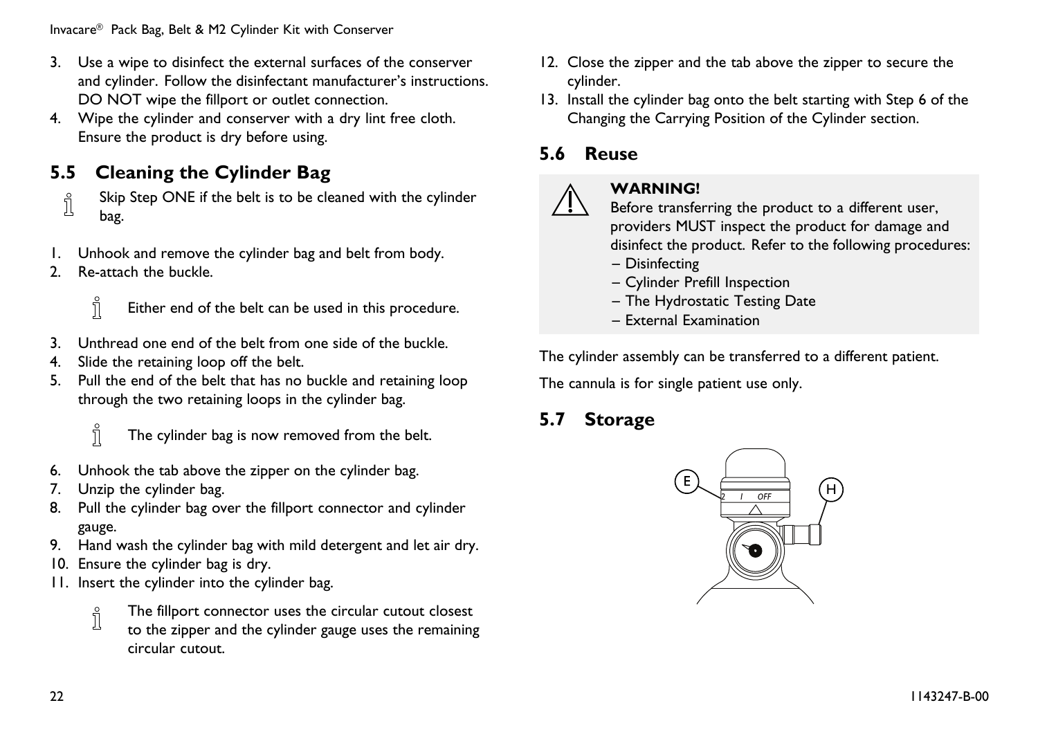3. Use a wipe to disinfect the external surfaces of the conserver and cylinder. Follow the disinfectant manufacturer's instructions. DO NOT wipe the fillport or outlet connection.
4. Wipe the cylinder and conserver with a dry lint free cloth. Ensure the product is dry before using.

## 5.5 Cleaning the Cylinder Bag

Skip Step ONE if the belt is to be cleaned with the cylinder bag.

1. Unhook and remove the cylinder bag and belt from body.
2. Re-attach the buckle.

   Either end of the belt can be used in this procedure.

3. Unthread one end of the belt from one side of the buckle.
4. Slide the retaining loop off the belt.
5. Pull the end of the belt that has no buckle and retaining loop through the two retaining loops in the cylinder bag.

   The cylinder bag is now removed from the belt.

6. Unhook the tab above the zipper on the cylinder bag.
7. Unzip the cylinder bag.
8. Pull the cylinder bag over the fillport connector and cylinder gauge.
9. Hand wash the cylinder bag with mild detergent and let air dry.
10. Ensure the cylinder bag is dry.
11. Insert the cylinder into the cylinder bag.

    The fillport connector uses the circular cutout closest to the zipper and the cylinder gauge uses the remaining circular cutout.

12. Close the zipper and the tab above the zipper to secure the cylinder.
13. Install the cylinder bag onto the belt starting with Step 6 of the Changing the Carrying Position of the Cylinder section.

## 5.6 Reuse

**WARNING!**
Before transferring the product to a different user, providers MUST inspect the product for damage and disinfect the product. Refer to the following procedures:
– Disinfecting
– Cylinder Prefill Inspection
– The Hydrostatic Testing Date
– External Examination

The cylinder assembly can be transferred to a different patient.

The cannula is for single patient use only.

## 5.7 Storage

E

H

2 I OFF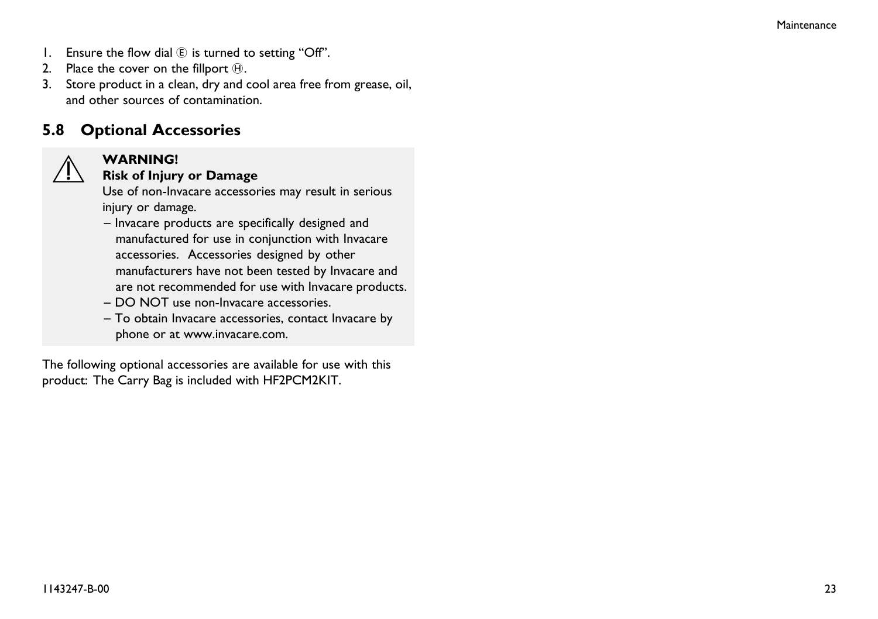1. Ensure the flow dial Ⓔ is turned to setting “Off”.
2. Place the cover on the fillport Ⓗ.
3. Store product in a clean, dry and cool area free from grease, oil, and other sources of contamination.

## 5.8 Optional Accessories

> ⚠ **WARNING!**
> **Risk of Injury or Damage**
> Use of non-Invacare accessories may result in serious injury or damage.
> – Invacare products are specifically designed and manufactured for use in conjunction with Invacare accessories. Accessories designed by other manufacturers have not been tested by Invacare and are not recommended for use with Invacare products.
> – DO NOT use non-Invacare accessories.
> – To obtain Invacare accessories, contact Invacare by phone or at www.invacare.com.

The following optional accessories are available for use with this product: The Carry Bag is included with HF2PCM2KIT.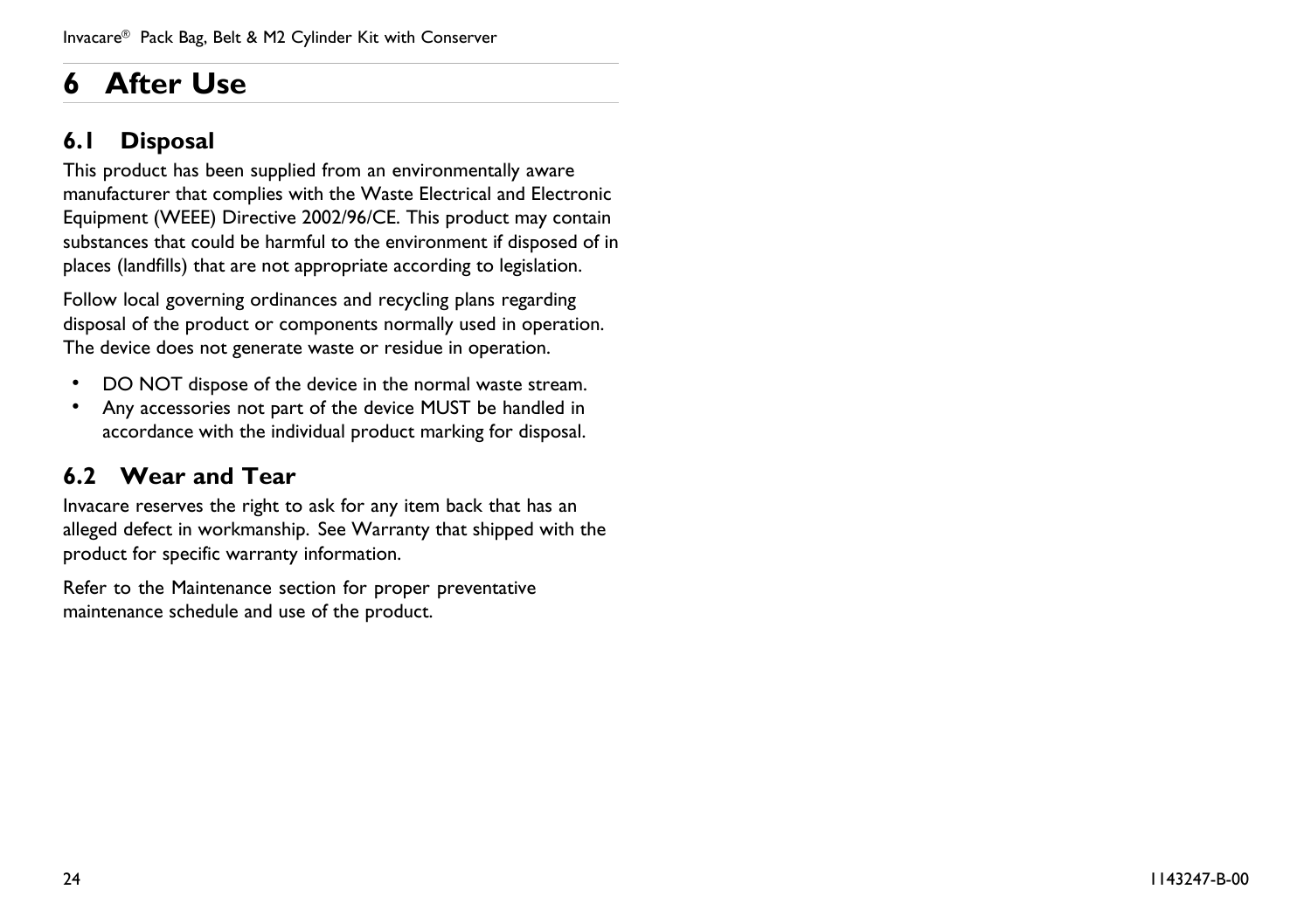# 6 After Use

## 6.1 Disposal

This product has been supplied from an environmentally aware manufacturer that complies with the Waste Electrical and Electronic Equipment (WEEE) Directive 2002/96/CE. This product may contain substances that could be harmful to the environment if disposed of in places (landfills) that are not appropriate according to legislation.

Follow local governing ordinances and recycling plans regarding disposal of the product or components normally used in operation. The device does not generate waste or residue in operation.

- DO NOT dispose of the device in the normal waste stream.
- Any accessories not part of the device MUST be handled in accordance with the individual product marking for disposal.

## 6.2 Wear and Tear

Invacare reserves the right to ask for any item back that has an alleged defect in workmanship. See Warranty that shipped with the product for specific warranty information.

Refer to the Maintenance section for proper preventative maintenance schedule and use of the product.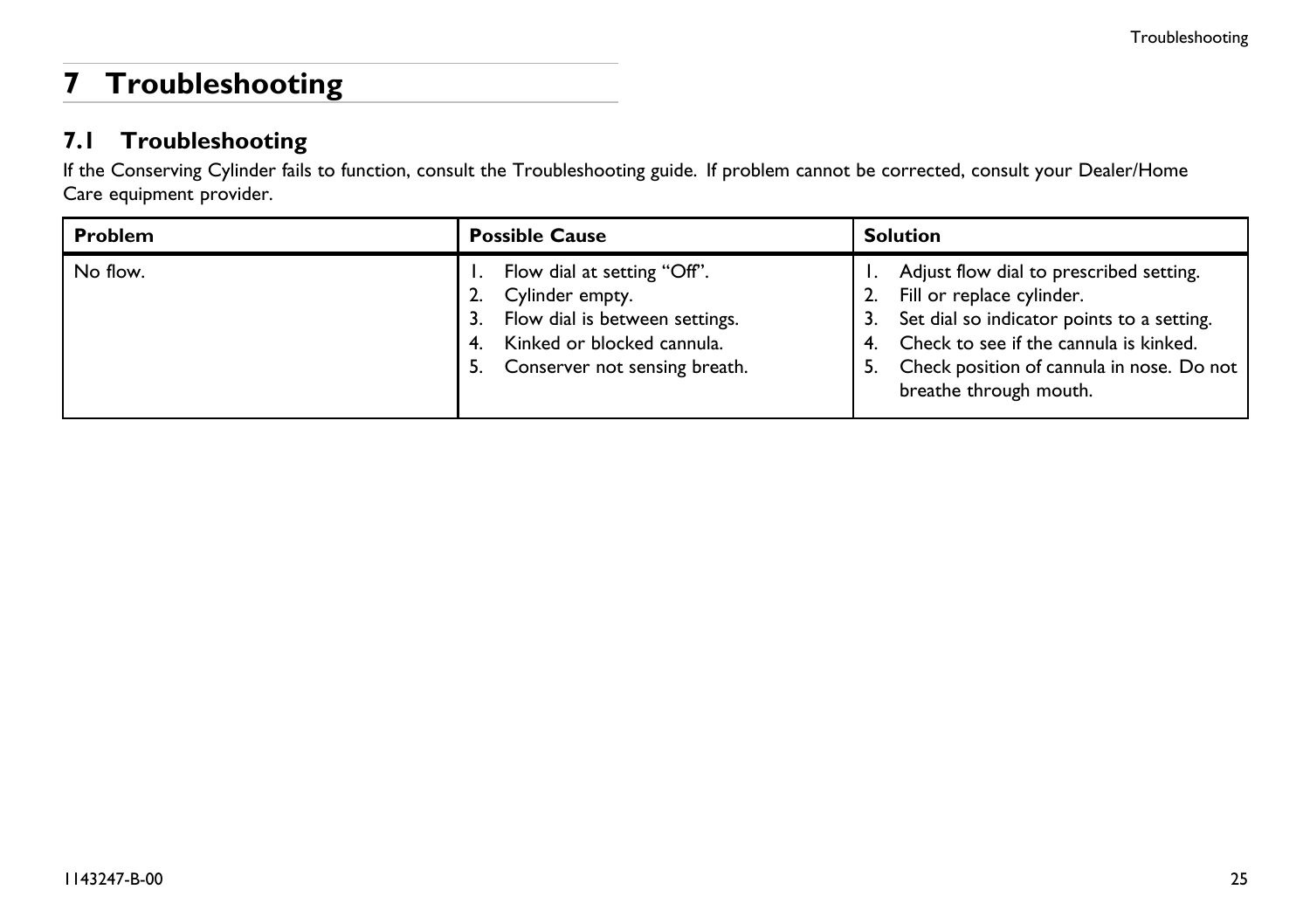# 7 Troubleshooting

## 7.1 Troubleshooting

If the Conserving Cylinder fails to function, consult the Troubleshooting guide. If problem cannot be corrected, consult your Dealer/Home Care equipment provider.

| Problem | Possible Cause | Solution |
|---|---|---|
| No flow. | 1. Flow dial at setting “Off”.<br>2. Cylinder empty.<br>3. Flow dial is between settings.<br>4. Kinked or blocked cannula.<br>5. Conserver not sensing breath. | 1. Adjust flow dial to prescribed setting.<br>2. Fill or replace cylinder.<br>3. Set dial so indicator points to a setting.<br>4. Check to see if the cannula is kinked.<br>5. Check position of cannula in nose. Do not breathe through mouth. |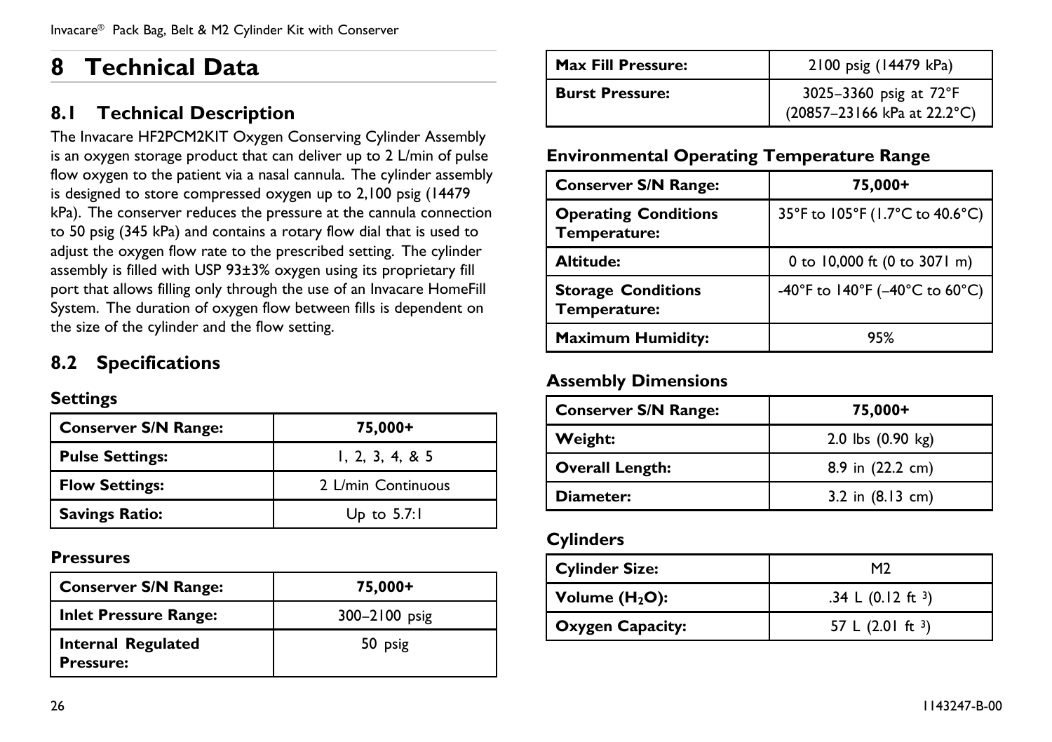# 8 Technical Data

## 8.1 Technical Description

The Invacare HF2PCM2KIT Oxygen Conserving Cylinder Assembly is an oxygen storage product that can deliver up to 2 L/min of pulse flow oxygen to the patient via a nasal cannula. The cylinder assembly is designed to store compressed oxygen up to 2,100 psig (14479 kPa). The conserver reduces the pressure at the cannula connection to 50 psig (345 kPa) and contains a rotary flow dial that is used to adjust the oxygen flow rate to the prescribed setting. The cylinder assembly is filled with USP 93±3% oxygen using its proprietary fill port that allows filling only through the use of an Invacare HomeFill System. The duration of oxygen flow between fills is dependent on the size of the cylinder and the flow setting.

## 8.2 Specifications

### Settings

| Conserver S/N Range: | 75,000+ |
|---|---|
| Pulse Settings: | 1, 2, 3, 4, & 5 |
| Flow Settings: | 2 L/min Continuous |
| Savings Ratio: | Up to 5.7:1 |

### Pressures

| Conserver S/N Range: | 75,000+ |
|---|---|
| Inlet Pressure Range: | 300–2100 psig |
| Internal Regulated Pressure: | 50 psig |
| Max Fill Pressure: | 2100 psig (14479 kPa) |
| Burst Pressure: | 3025–3360 psig at 72°F (20857–23166 kPa at 22.2°C) |

### Environmental Operating Temperature Range

| Conserver S/N Range: | 75,000+ |
|---|---|
| Operating Conditions Temperature: | 35°F to 105°F (1.7°C to 40.6°C) |
| Altitude: | 0 to 10,000 ft (0 to 3071 m) |
| Storage Conditions Temperature: | -40°F to 140°F (–40°C to 60°C) |
| Maximum Humidity: | 95% |

### Assembly Dimensions

| Conserver S/N Range: | 75,000+ |
|---|---|
| Weight: | 2.0 lbs (0.90 kg) |
| Overall Length: | 8.9 in (22.2 cm) |
| Diameter: | 3.2 in (8.13 cm) |

### Cylinders

| Cylinder Size: | M2 |
|---|---|
| Volume ($H_2O$): | .34 L (0.12 ft $^3$) |
| Oxygen Capacity: | 57 L (2.01 ft $^3$) |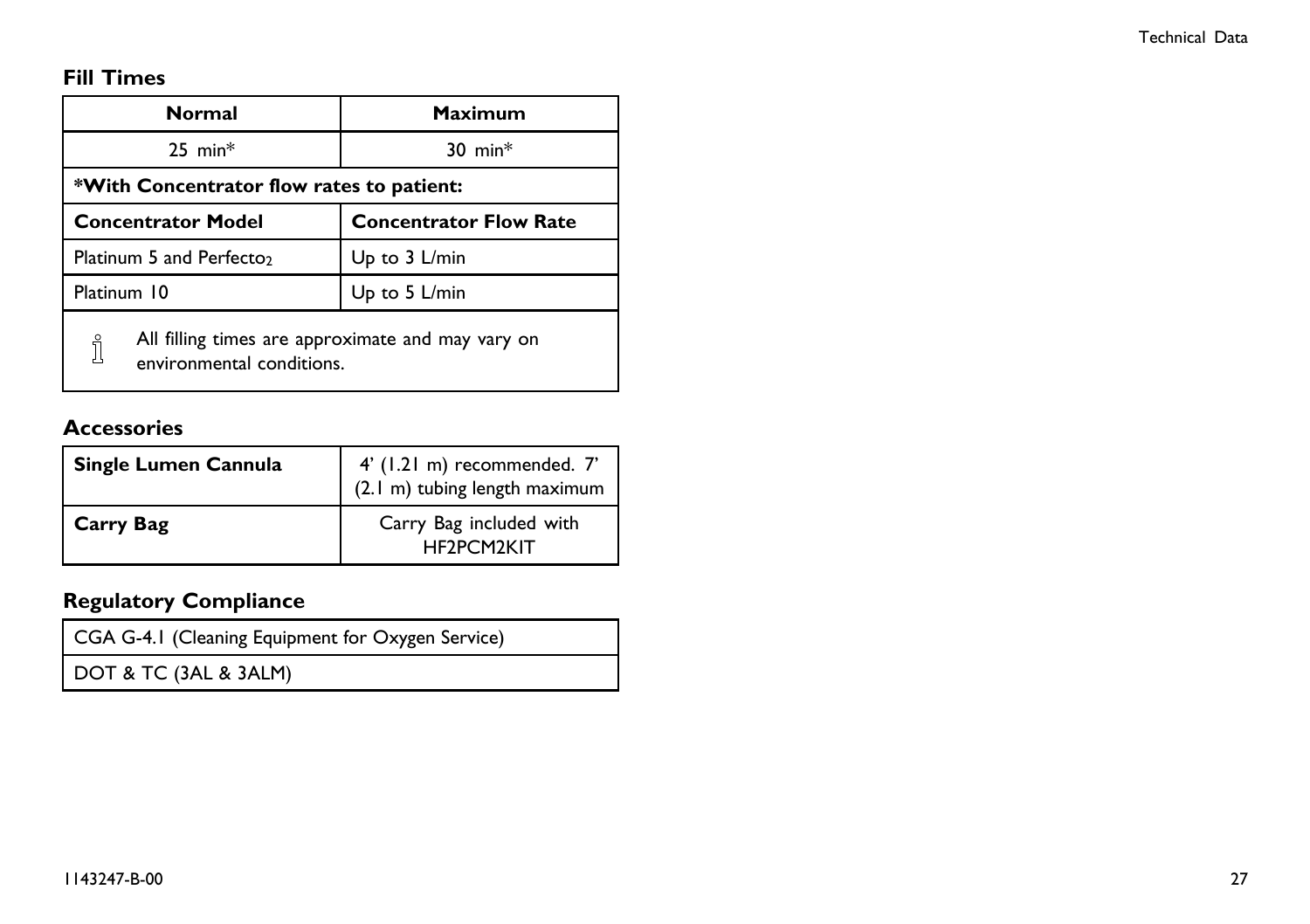## Fill Times

| Normal | Maximum |
|---|---|
| 25 min* | 30 min* |
| ***With Concentrator flow rates to patient:** | |
| **Concentrator Model** | **Concentrator Flow Rate** |
| Platinum 5 and Perfecto$_2$ | Up to 3 L/min |
| Platinum 10 | Up to 5 L/min |

> All filling times are approximate and may vary on environmental conditions.

## Accessories

| | |
|---|---|
| **Single Lumen Cannula** | 4' (1.21 m) recommended. 7' (2.1 m) tubing length maximum |
| **Carry Bag** | Carry Bag included with HF2PCM2KIT |

## Regulatory Compliance

| |
|---|
| CGA G-4.1 (Cleaning Equipment for Oxygen Service) |
| DOT & TC (3AL & 3ALM) |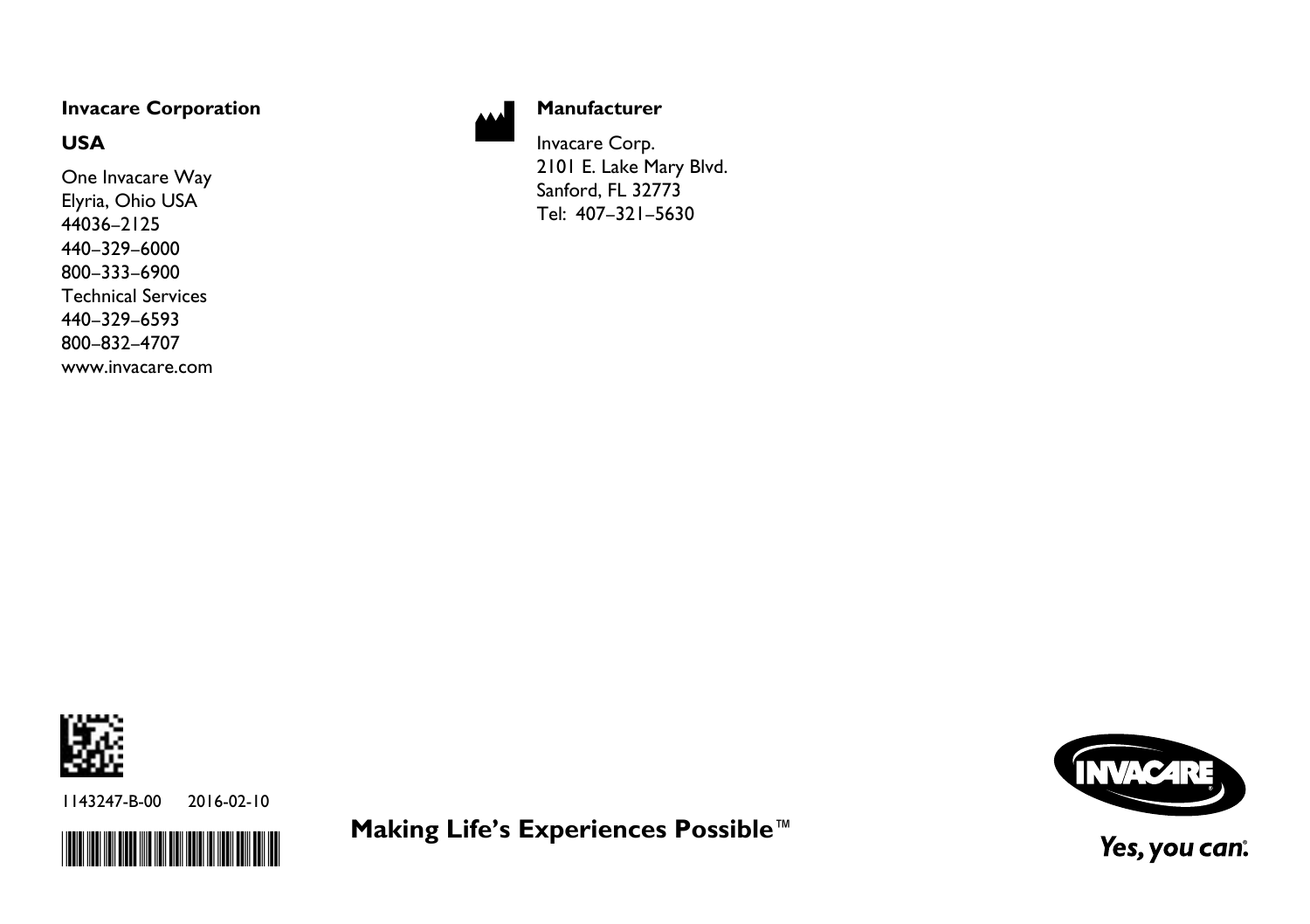**Invacare Corporation**

**USA**

One Invacare Way
Elyria, Ohio USA
44036–2125
440–329–6000
800–333–6900
Technical Services
440–329–6593
800–832–4707
www.invacare.com

**Manufacturer**

Invacare Corp.
2101 E. Lake Mary Blvd.
Sanford, FL 32773
Tel: 407–321–5630

1143247-B-00 2016-02-10

**Making Life's Experiences Possible™**

Yes, you can.